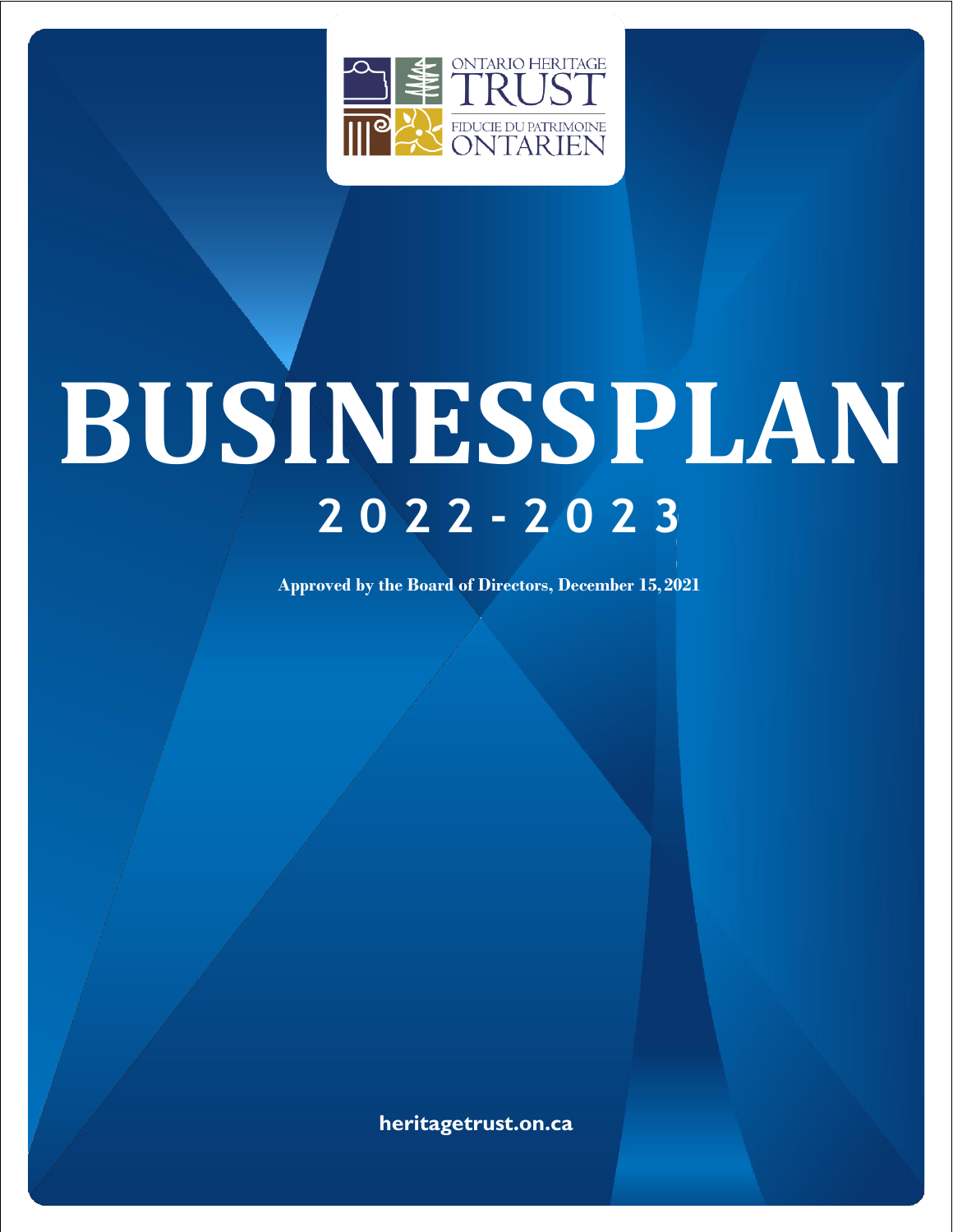ONTARIO HERITAGE TRUST

FIDUCIE DU PATRIMOINE ONTARIEN

# BUSINESSPLAN

## 2022-2023

**Approved by the Board of Directors, December 15, 2021**

heritagetrust.on.ca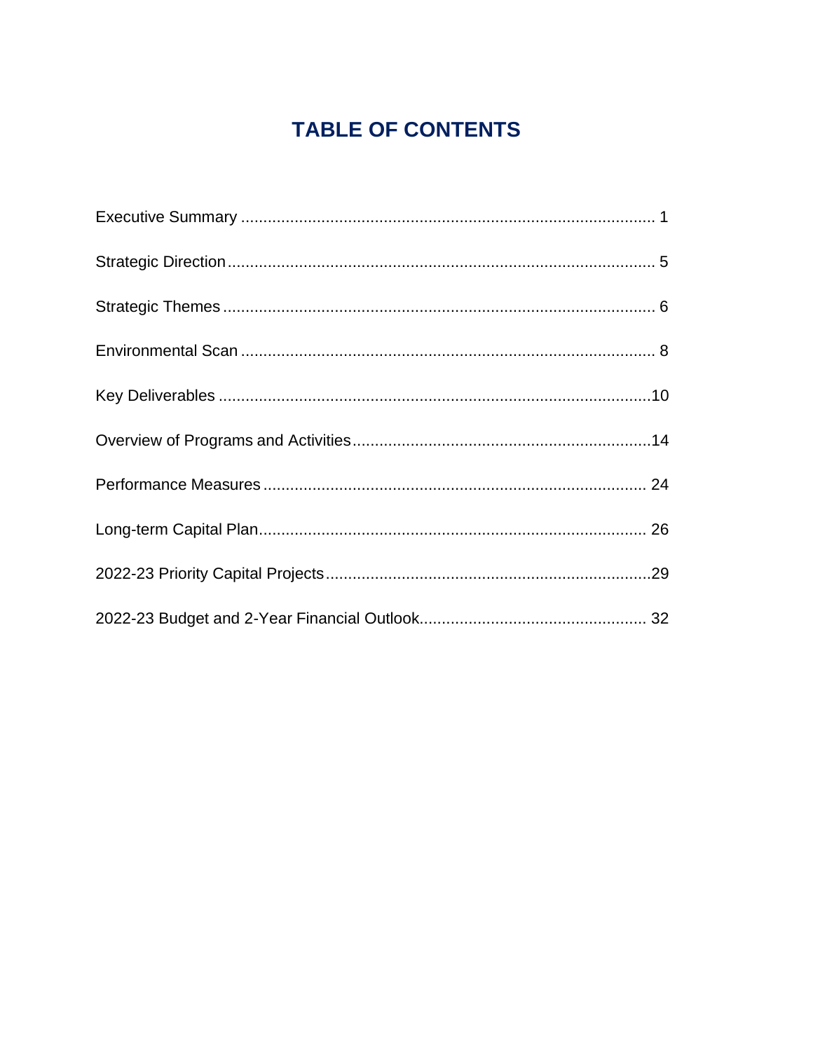# TABLE OF CONTENTS

Executive Summary ........................................................................................... 1

Strategic Direction ............................................................................................. 5

Strategic Themes ............................................................................................... 6

Environmental Scan ........................................................................................... 8

Key Deliverables ............................................................................................... 10

Overview of Programs and Activities ................................................................. 14

Performance Measures ..................................................................................... 24

Long-term Capital Plan ...................................................................................... 26

2022-23 Priority Capital Projects ....................................................................... 29

2022-23 Budget and 2-Year Financial Outlook .................................................. 32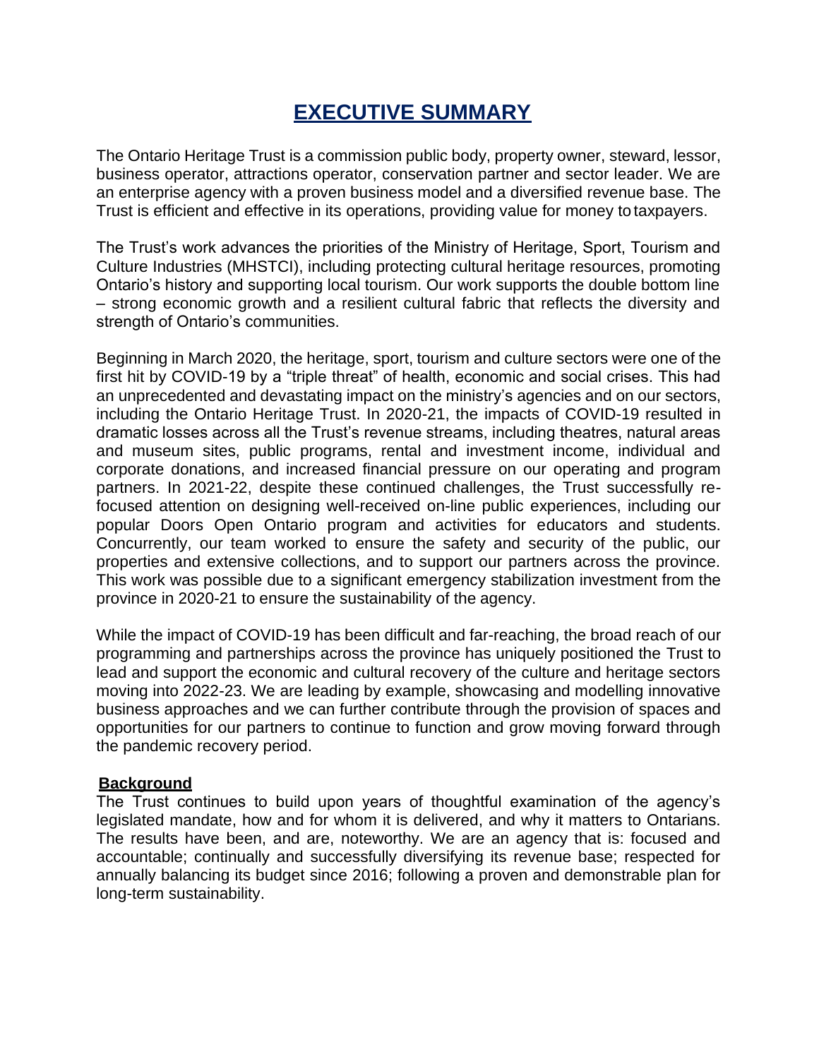# EXECUTIVE SUMMARY

The Ontario Heritage Trust is a commission public body, property owner, steward, lessor, business operator, attractions operator, conservation partner and sector leader. We are an enterprise agency with a proven business model and a diversified revenue base. The Trust is efficient and effective in its operations, providing value for money to taxpayers.

The Trust's work advances the priorities of the Ministry of Heritage, Sport, Tourism and Culture Industries (MHSTCI), including protecting cultural heritage resources, promoting Ontario's history and supporting local tourism. Our work supports the double bottom line – strong economic growth and a resilient cultural fabric that reflects the diversity and strength of Ontario's communities.

Beginning in March 2020, the heritage, sport, tourism and culture sectors were one of the first hit by COVID-19 by a "triple threat" of health, economic and social crises. This had an unprecedented and devastating impact on the ministry's agencies and on our sectors, including the Ontario Heritage Trust. In 2020-21, the impacts of COVID-19 resulted in dramatic losses across all the Trust's revenue streams, including theatres, natural areas and museum sites, public programs, rental and investment income, individual and corporate donations, and increased financial pressure on our operating and program partners. In 2021-22, despite these continued challenges, the Trust successfully re-focused attention on designing well-received on-line public experiences, including our popular Doors Open Ontario program and activities for educators and students. Concurrently, our team worked to ensure the safety and security of the public, our properties and extensive collections, and to support our partners across the province. This work was possible due to a significant emergency stabilization investment from the province in 2020-21 to ensure the sustainability of the agency.

While the impact of COVID-19 has been difficult and far-reaching, the broad reach of our programming and partnerships across the province has uniquely positioned the Trust to lead and support the economic and cultural recovery of the culture and heritage sectors moving into 2022-23. We are leading by example, showcasing and modelling innovative business approaches and we can further contribute through the provision of spaces and opportunities for our partners to continue to function and grow moving forward through the pandemic recovery period.

**Background**

The Trust continues to build upon years of thoughtful examination of the agency's legislated mandate, how and for whom it is delivered, and why it matters to Ontarians. The results have been, and are, noteworthy. We are an agency that is: focused and accountable; continually and successfully diversifying its revenue base; respected for annually balancing its budget since 2016; following a proven and demonstrable plan for long-term sustainability.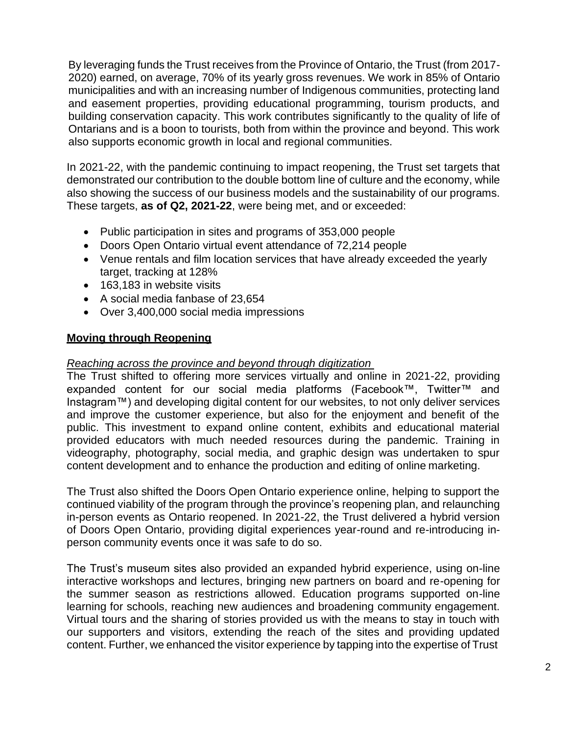By leveraging funds the Trust receives from the Province of Ontario, the Trust (from 2017-2020) earned, on average, 70% of its yearly gross revenues. We work in 85% of Ontario municipalities and with an increasing number of Indigenous communities, protecting land and easement properties, providing educational programming, tourism products, and building conservation capacity. This work contributes significantly to the quality of life of Ontarians and is a boon to tourists, both from within the province and beyond. This work also supports economic growth in local and regional communities.

In 2021-22, with the pandemic continuing to impact reopening, the Trust set targets that demonstrated our contribution to the double bottom line of culture and the economy, while also showing the success of our business models and the sustainability of our programs. These targets, **as of Q2, 2021-22**, were being met, and or exceeded:

- Public participation in sites and programs of 353,000 people
- Doors Open Ontario virtual event attendance of 72,214 people
- Venue rentals and film location services that have already exceeded the yearly target, tracking at 128%
- 163,183 in website visits
- A social media fanbase of 23,654
- Over 3,400,000 social media impressions

## Moving through Reopening

*Reaching across the province and beyond through digitization*

The Trust shifted to offering more services virtually and online in 2021-22, providing expanded content for our social media platforms (Facebook™, Twitter™ and Instagram™) and developing digital content for our websites, to not only deliver services and improve the customer experience, but also for the enjoyment and benefit of the public. This investment to expand online content, exhibits and educational material provided educators with much needed resources during the pandemic. Training in videography, photography, social media, and graphic design was undertaken to spur content development and to enhance the production and editing of online marketing.

The Trust also shifted the Doors Open Ontario experience online, helping to support the continued viability of the program through the province's reopening plan, and relaunching in-person events as Ontario reopened. In 2021-22, the Trust delivered a hybrid version of Doors Open Ontario, providing digital experiences year-round and re-introducing in-person community events once it was safe to do so.

The Trust's museum sites also provided an expanded hybrid experience, using on-line interactive workshops and lectures, bringing new partners on board and re-opening for the summer season as restrictions allowed. Education programs supported on-line learning for schools, reaching new audiences and broadening community engagement. Virtual tours and the sharing of stories provided us with the means to stay in touch with our supporters and visitors, extending the reach of the sites and providing updated content. Further, we enhanced the visitor experience by tapping into the expertise of Trust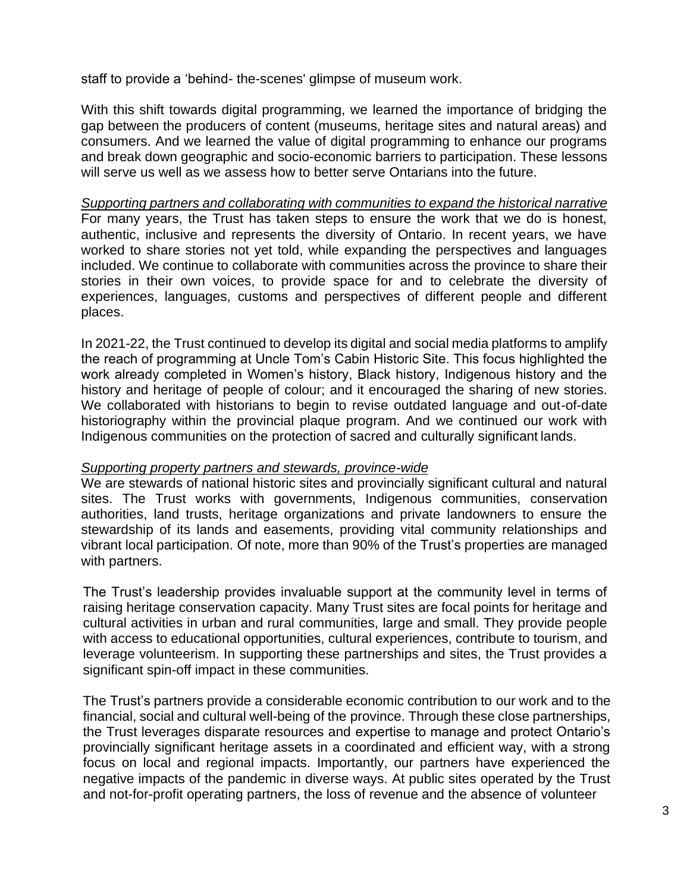staff to provide a 'behind- the-scenes' glimpse of museum work.

With this shift towards digital programming, we learned the importance of bridging the gap between the producers of content (museums, heritage sites and natural areas) and consumers. And we learned the value of digital programming to enhance our programs and break down geographic and socio-economic barriers to participation. These lessons will serve us well as we assess how to better serve Ontarians into the future.

*Supporting partners and collaborating with communities to expand the historical narrative*

For many years, the Trust has taken steps to ensure the work that we do is honest, authentic, inclusive and represents the diversity of Ontario. In recent years, we have worked to share stories not yet told, while expanding the perspectives and languages included. We continue to collaborate with communities across the province to share their stories in their own voices, to provide space for and to celebrate the diversity of experiences, languages, customs and perspectives of different people and different places.

In 2021-22, the Trust continued to develop its digital and social media platforms to amplify the reach of programming at Uncle Tom's Cabin Historic Site. This focus highlighted the work already completed in Women's history, Black history, Indigenous history and the history and heritage of people of colour; and it encouraged the sharing of new stories. We collaborated with historians to begin to revise outdated language and out-of-date historiography within the provincial plaque program. And we continued our work with Indigenous communities on the protection of sacred and culturally significant lands.

*Supporting property partners and stewards, province-wide*

We are stewards of national historic sites and provincially significant cultural and natural sites. The Trust works with governments, Indigenous communities, conservation authorities, land trusts, heritage organizations and private landowners to ensure the stewardship of its lands and easements, providing vital community relationships and vibrant local participation. Of note, more than 90% of the Trust's properties are managed with partners.

The Trust's leadership provides invaluable support at the community level in terms of raising heritage conservation capacity. Many Trust sites are focal points for heritage and cultural activities in urban and rural communities, large and small. They provide people with access to educational opportunities, cultural experiences, contribute to tourism, and leverage volunteerism. In supporting these partnerships and sites, the Trust provides a significant spin-off impact in these communities.

The Trust's partners provide a considerable economic contribution to our work and to the financial, social and cultural well-being of the province. Through these close partnerships, the Trust leverages disparate resources and expertise to manage and protect Ontario's provincially significant heritage assets in a coordinated and efficient way, with a strong focus on local and regional impacts. Importantly, our partners have experienced the negative impacts of the pandemic in diverse ways. At public sites operated by the Trust and not-for-profit operating partners, the loss of revenue and the absence of volunteer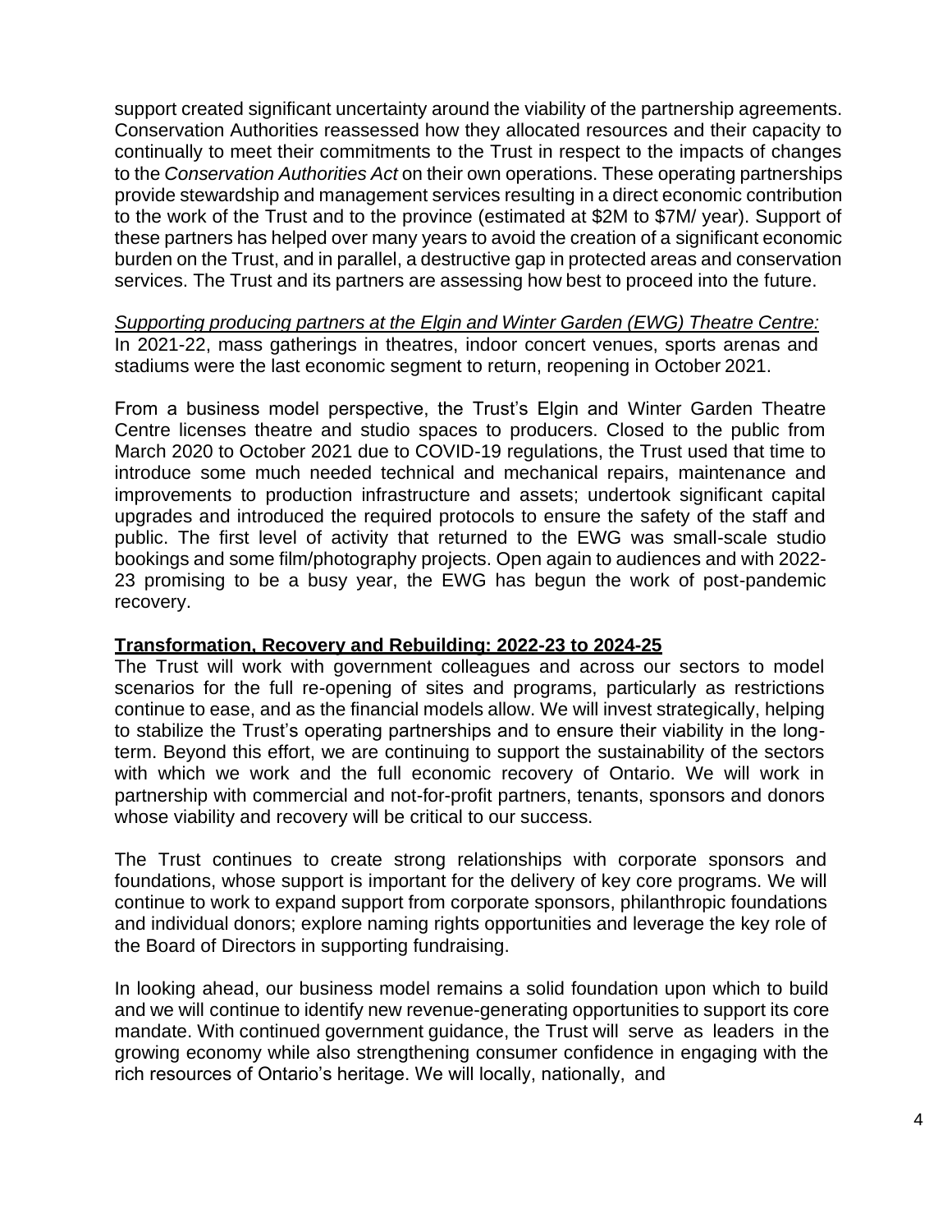support created significant uncertainty around the viability of the partnership agreements. Conservation Authorities reassessed how they allocated resources and their capacity to continually to meet their commitments to the Trust in respect to the impacts of changes to the *Conservation Authorities Act* on their own operations. These operating partnerships provide stewardship and management services resulting in a direct economic contribution to the work of the Trust and to the province (estimated at $2M to $7M/ year). Support of these partners has helped over many years to avoid the creation of a significant economic burden on the Trust, and in parallel, a destructive gap in protected areas and conservation services. The Trust and its partners are assessing how best to proceed into the future.

*Supporting producing partners at the Elgin and Winter Garden (EWG) Theatre Centre:*
In 2021-22, mass gatherings in theatres, indoor concert venues, sports arenas and stadiums were the last economic segment to return, reopening in October 2021.

From a business model perspective, the Trust's Elgin and Winter Garden Theatre Centre licenses theatre and studio spaces to producers. Closed to the public from March 2020 to October 2021 due to COVID-19 regulations, the Trust used that time to introduce some much needed technical and mechanical repairs, maintenance and improvements to production infrastructure and assets; undertook significant capital upgrades and introduced the required protocols to ensure the safety of the staff and public. The first level of activity that returned to the EWG was small-scale studio bookings and some film/photography projects. Open again to audiences and with 2022-23 promising to be a busy year, the EWG has begun the work of post-pandemic recovery.

## Transformation, Recovery and Rebuilding: 2022-23 to 2024-25

The Trust will work with government colleagues and across our sectors to model scenarios for the full re-opening of sites and programs, particularly as restrictions continue to ease, and as the financial models allow. We will invest strategically, helping to stabilize the Trust's operating partnerships and to ensure their viability in the long-term. Beyond this effort, we are continuing to support the sustainability of the sectors with which we work and the full economic recovery of Ontario. We will work in partnership with commercial and not-for-profit partners, tenants, sponsors and donors whose viability and recovery will be critical to our success.

The Trust continues to create strong relationships with corporate sponsors and foundations, whose support is important for the delivery of key core programs. We will continue to work to expand support from corporate sponsors, philanthropic foundations and individual donors; explore naming rights opportunities and leverage the key role of the Board of Directors in supporting fundraising.

In looking ahead, our business model remains a solid foundation upon which to build and we will continue to identify new revenue-generating opportunities to support its core mandate. With continued government guidance, the Trust will serve as leaders in the growing economy while also strengthening consumer confidence in engaging with the rich resources of Ontario's heritage. We will locally, nationally, and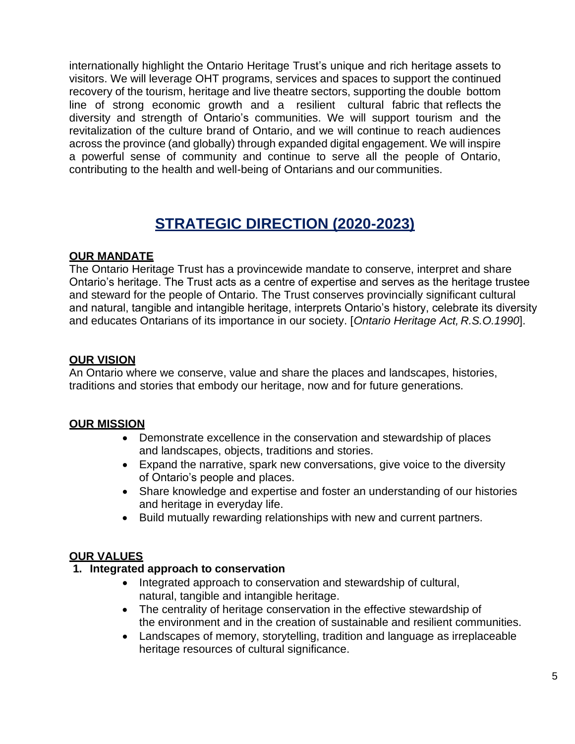internationally highlight the Ontario Heritage Trust's unique and rich heritage assets to visitors. We will leverage OHT programs, services and spaces to support the continued recovery of the tourism, heritage and live theatre sectors, supporting the double bottom line of strong economic growth and a resilient cultural fabric that reflects the diversity and strength of Ontario's communities. We will support tourism and the revitalization of the culture brand of Ontario, and we will continue to reach audiences across the province (and globally) through expanded digital engagement. We will inspire a powerful sense of community and continue to serve all the people of Ontario, contributing to the health and well-being of Ontarians and our communities.

# STRATEGIC DIRECTION (2020-2023)

## OUR MANDATE

The Ontario Heritage Trust has a provincewide mandate to conserve, interpret and share Ontario's heritage. The Trust acts as a centre of expertise and serves as the heritage trustee and steward for the people of Ontario. The Trust conserves provincially significant cultural and natural, tangible and intangible heritage, interprets Ontario's history, celebrate its diversity and educates Ontarians of its importance in our society. [*Ontario Heritage Act, R.S.O.1990*].

## OUR VISION

An Ontario where we conserve, value and share the places and landscapes, histories, traditions and stories that embody our heritage, now and for future generations.

## OUR MISSION

- Demonstrate excellence in the conservation and stewardship of places and landscapes, objects, traditions and stories.
- Expand the narrative, spark new conversations, give voice to the diversity of Ontario's people and places.
- Share knowledge and expertise and foster an understanding of our histories and heritage in everyday life.
- Build mutually rewarding relationships with new and current partners.

## OUR VALUES

**1. Integrated approach to conservation**

- Integrated approach to conservation and stewardship of cultural, natural, tangible and intangible heritage.
- The centrality of heritage conservation in the effective stewardship of the environment and in the creation of sustainable and resilient communities.
- Landscapes of memory, storytelling, tradition and language as irreplaceable heritage resources of cultural significance.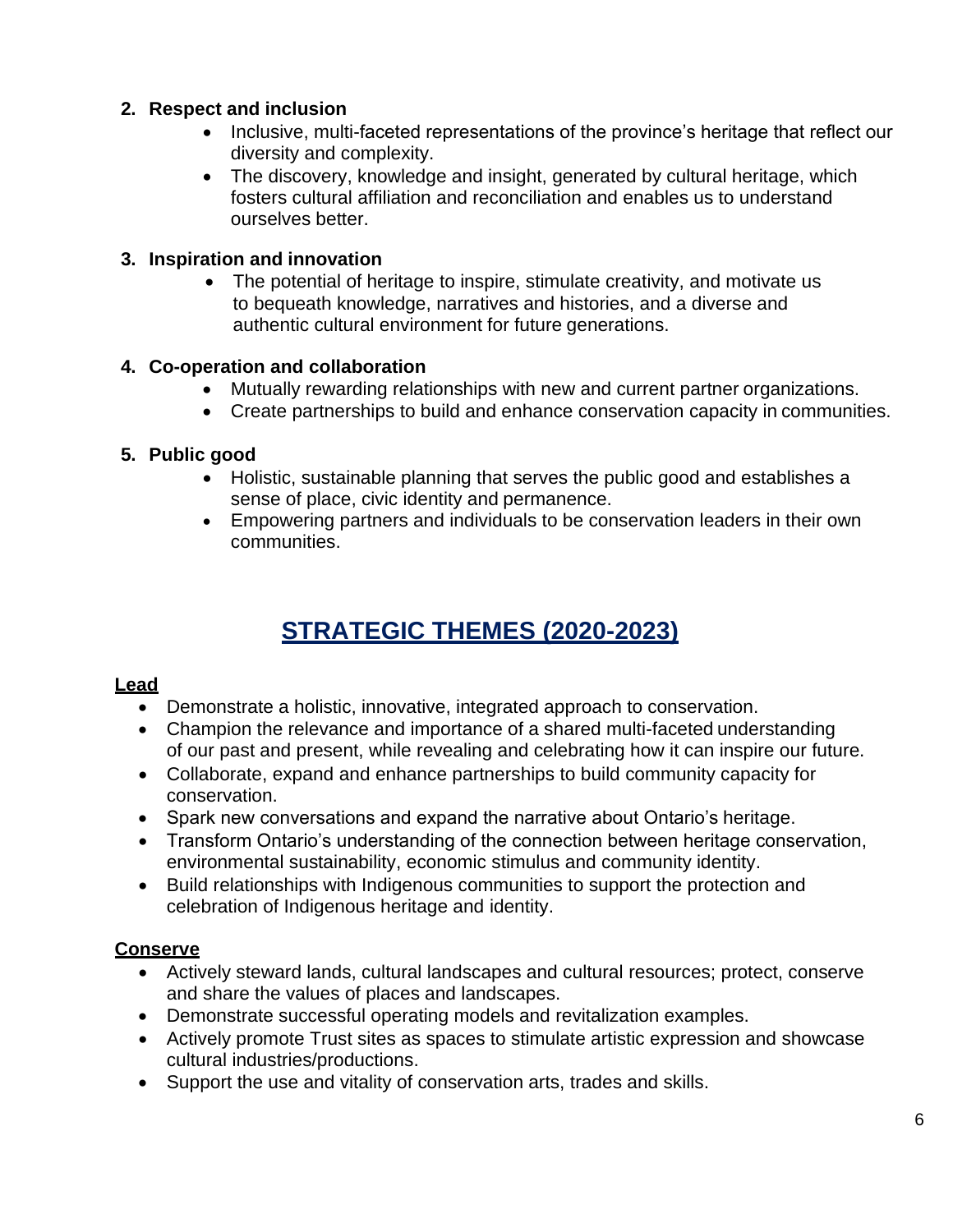2. **Respect and inclusion**
    - Inclusive, multi-faceted representations of the province's heritage that reflect our diversity and complexity.
    - The discovery, knowledge and insight, generated by cultural heritage, which fosters cultural affiliation and reconciliation and enables us to understand ourselves better.

3. **Inspiration and innovation**
    - The potential of heritage to inspire, stimulate creativity, and motivate us to bequeath knowledge, narratives and histories, and a diverse and authentic cultural environment for future generations.

4. **Co-operation and collaboration**
    - Mutually rewarding relationships with new and current partner organizations.
    - Create partnerships to build and enhance conservation capacity in communities.

5. **Public good**
    - Holistic, sustainable planning that serves the public good and establishes a sense of place, civic identity and permanence.
    - Empowering partners and individuals to be conservation leaders in their own communities.

## STRATEGIC THEMES (2020-2023)

### Lead

- Demonstrate a holistic, innovative, integrated approach to conservation.
- Champion the relevance and importance of a shared multi-faceted understanding of our past and present, while revealing and celebrating how it can inspire our future.
- Collaborate, expand and enhance partnerships to build community capacity for conservation.
- Spark new conversations and expand the narrative about Ontario's heritage.
- Transform Ontario's understanding of the connection between heritage conservation, environmental sustainability, economic stimulus and community identity.
- Build relationships with Indigenous communities to support the protection and celebration of Indigenous heritage and identity.

### Conserve

- Actively steward lands, cultural landscapes and cultural resources; protect, conserve and share the values of places and landscapes.
- Demonstrate successful operating models and revitalization examples.
- Actively promote Trust sites as spaces to stimulate artistic expression and showcase cultural industries/productions.
- Support the use and vitality of conservation arts, trades and skills.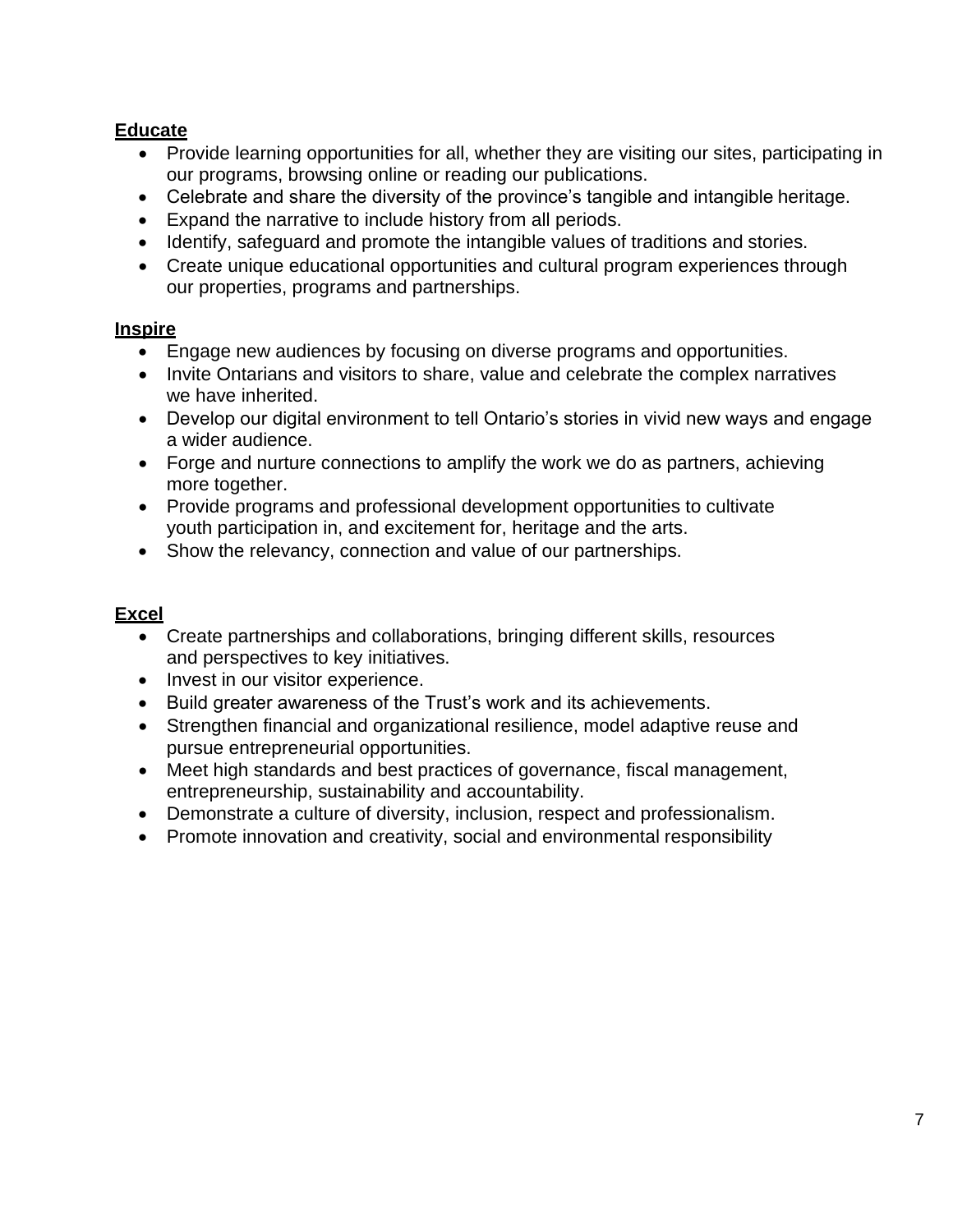**Educate**

- Provide learning opportunities for all, whether they are visiting our sites, participating in our programs, browsing online or reading our publications.
- Celebrate and share the diversity of the province's tangible and intangible heritage.
- Expand the narrative to include history from all periods.
- Identify, safeguard and promote the intangible values of traditions and stories.
- Create unique educational opportunities and cultural program experiences through our properties, programs and partnerships.

**Inspire**

- Engage new audiences by focusing on diverse programs and opportunities.
- Invite Ontarians and visitors to share, value and celebrate the complex narratives we have inherited.
- Develop our digital environment to tell Ontario's stories in vivid new ways and engage a wider audience.
- Forge and nurture connections to amplify the work we do as partners, achieving more together.
- Provide programs and professional development opportunities to cultivate youth participation in, and excitement for, heritage and the arts.
- Show the relevancy, connection and value of our partnerships.

**Excel**

- Create partnerships and collaborations, bringing different skills, resources and perspectives to key initiatives.
- Invest in our visitor experience.
- Build greater awareness of the Trust's work and its achievements.
- Strengthen financial and organizational resilience, model adaptive reuse and pursue entrepreneurial opportunities.
- Meet high standards and best practices of governance, fiscal management, entrepreneurship, sustainability and accountability.
- Demonstrate a culture of diversity, inclusion, respect and professionalism.
- Promote innovation and creativity, social and environmental responsibility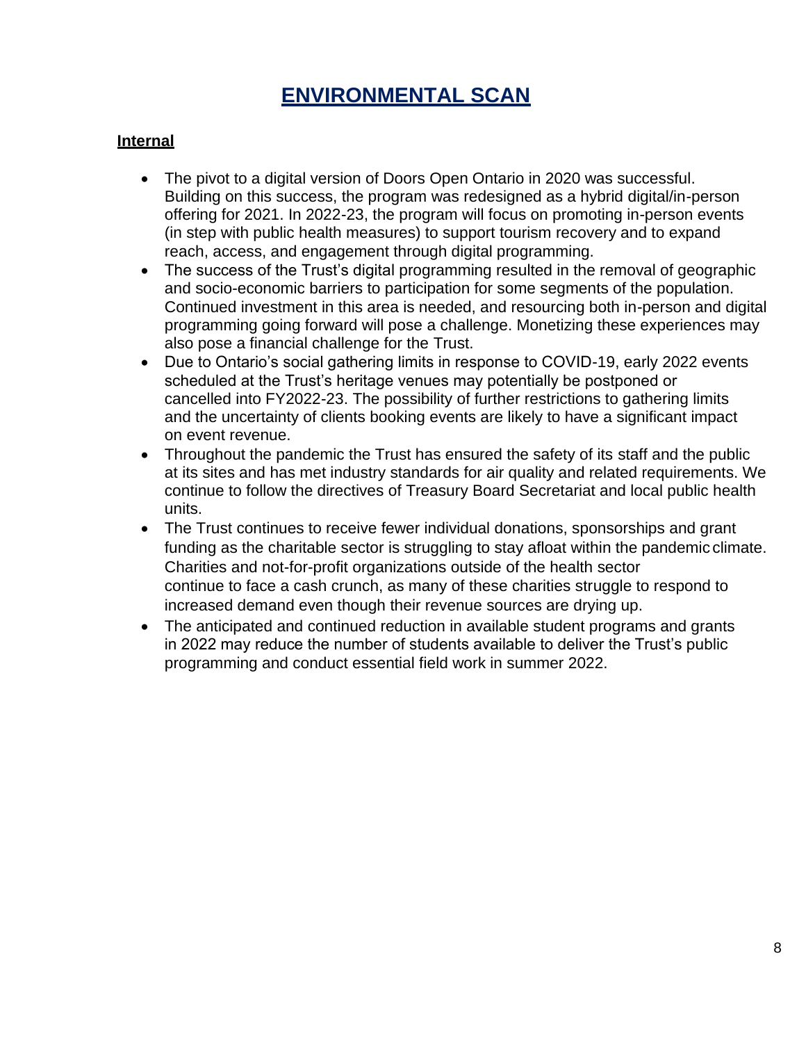# ENVIRONMENTAL SCAN

## Internal

- The pivot to a digital version of Doors Open Ontario in 2020 was successful. Building on this success, the program was redesigned as a hybrid digital/in-person offering for 2021. In 2022-23, the program will focus on promoting in-person events (in step with public health measures) to support tourism recovery and to expand reach, access, and engagement through digital programming.
- The success of the Trust's digital programming resulted in the removal of geographic and socio-economic barriers to participation for some segments of the population. Continued investment in this area is needed, and resourcing both in-person and digital programming going forward will pose a challenge. Monetizing these experiences may also pose a financial challenge for the Trust.
- Due to Ontario's social gathering limits in response to COVID-19, early 2022 events scheduled at the Trust's heritage venues may potentially be postponed or cancelled into FY2022-23. The possibility of further restrictions to gathering limits and the uncertainty of clients booking events are likely to have a significant impact on event revenue.
- Throughout the pandemic the Trust has ensured the safety of its staff and the public at its sites and has met industry standards for air quality and related requirements. We continue to follow the directives of Treasury Board Secretariat and local public health units.
- The Trust continues to receive fewer individual donations, sponsorships and grant funding as the charitable sector is struggling to stay afloat within the pandemic climate. Charities and not-for-profit organizations outside of the health sector continue to face a cash crunch, as many of these charities struggle to respond to increased demand even though their revenue sources are drying up.
- The anticipated and continued reduction in available student programs and grants in 2022 may reduce the number of students available to deliver the Trust's public programming and conduct essential field work in summer 2022.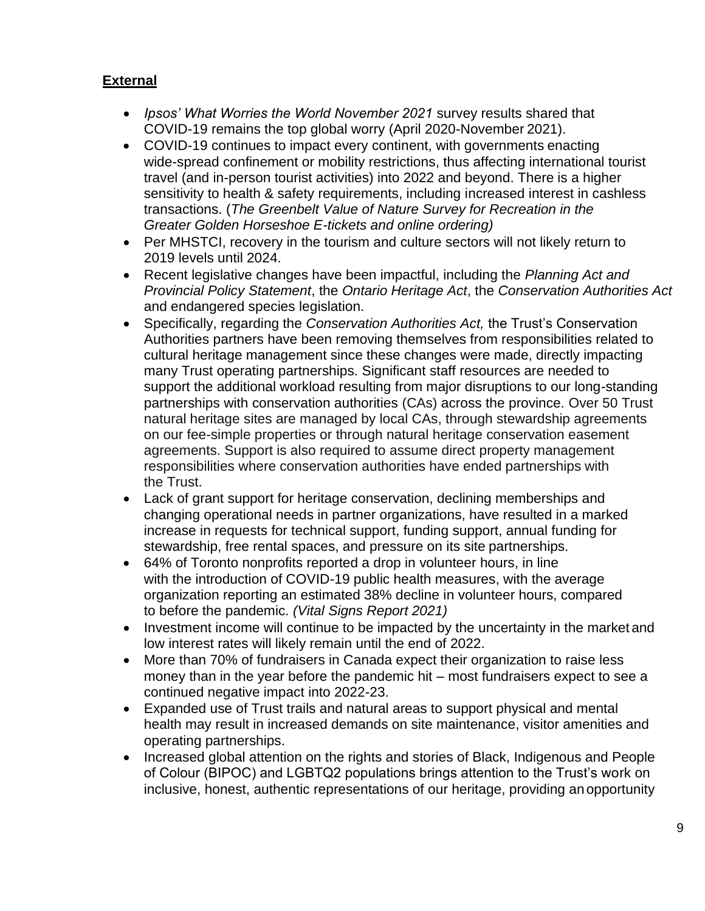## External

- *Ipsos' What Worries the World November 2021* survey results shared that COVID-19 remains the top global worry (April 2020-November 2021).
- COVID-19 continues to impact every continent, with governments enacting wide-spread confinement or mobility restrictions, thus affecting international tourist travel (and in-person tourist activities) into 2022 and beyond. There is a higher sensitivity to health & safety requirements, including increased interest in cashless transactions. (*The Greenbelt Value of Nature Survey for Recreation in the Greater Golden Horseshoe E-tickets and online ordering)*
- Per MHSTCI, recovery in the tourism and culture sectors will not likely return to 2019 levels until 2024.
- Recent legislative changes have been impactful, including the *Planning Act and Provincial Policy Statement*, the *Ontario Heritage Act*, the *Conservation Authorities Act* and endangered species legislation.
- Specifically, regarding the *Conservation Authorities Act,* the Trust's Conservation Authorities partners have been removing themselves from responsibilities related to cultural heritage management since these changes were made, directly impacting many Trust operating partnerships. Significant staff resources are needed to support the additional workload resulting from major disruptions to our long-standing partnerships with conservation authorities (CAs) across the province. Over 50 Trust natural heritage sites are managed by local CAs, through stewardship agreements on our fee-simple properties or through natural heritage conservation easement agreements. Support is also required to assume direct property management responsibilities where conservation authorities have ended partnerships with the Trust.
- Lack of grant support for heritage conservation, declining memberships and changing operational needs in partner organizations, have resulted in a marked increase in requests for technical support, funding support, annual funding for stewardship, free rental spaces, and pressure on its site partnerships.
- 64% of Toronto nonprofits reported a drop in volunteer hours, in line with the introduction of COVID-19 public health measures, with the average organization reporting an estimated 38% decline in volunteer hours, compared to before the pandemic. *(Vital Signs Report 2021)*
- Investment income will continue to be impacted by the uncertainty in the market and low interest rates will likely remain until the end of 2022.
- More than 70% of fundraisers in Canada expect their organization to raise less money than in the year before the pandemic hit – most fundraisers expect to see a continued negative impact into 2022-23.
- Expanded use of Trust trails and natural areas to support physical and mental health may result in increased demands on site maintenance, visitor amenities and operating partnerships.
- Increased global attention on the rights and stories of Black, Indigenous and People of Colour (BIPOC) and LGBTQ2 populations brings attention to the Trust's work on inclusive, honest, authentic representations of our heritage, providing an opportunity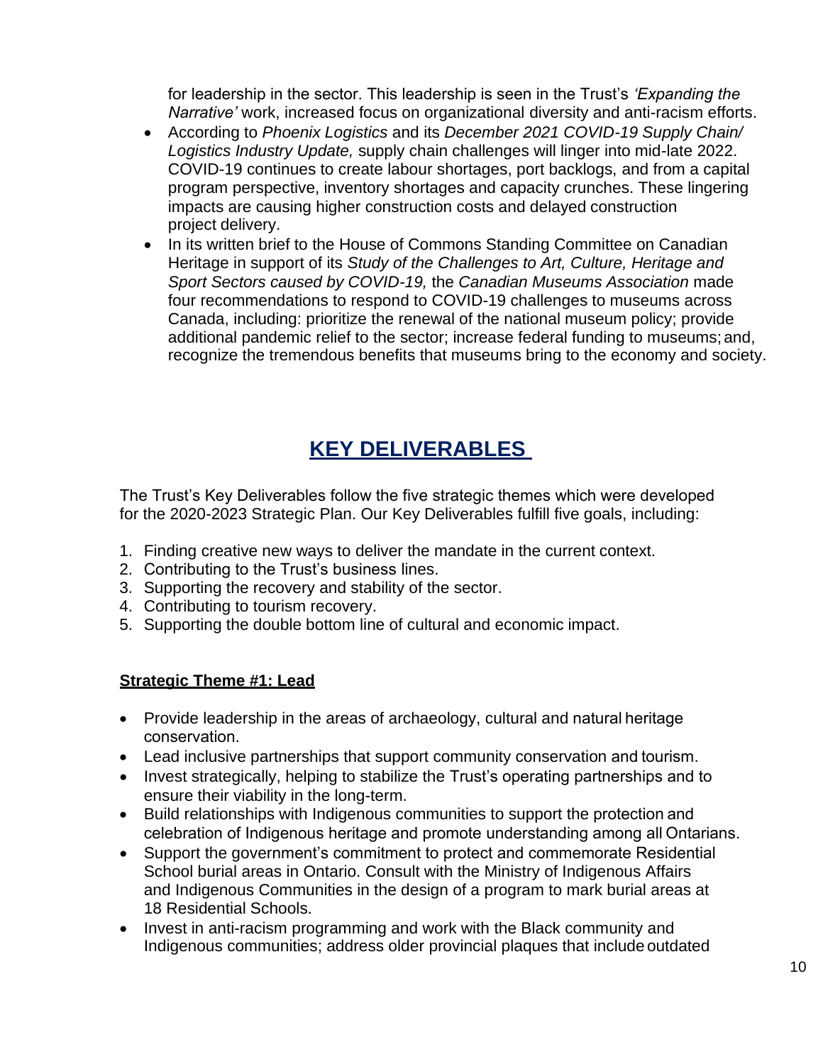for leadership in the sector. This leadership is seen in the Trust's *'Expanding the Narrative'* work, increased focus on organizational diversity and anti-racism efforts.

- According to *Phoenix Logistics* and its *December 2021 COVID-19 Supply Chain/ Logistics Industry Update,* supply chain challenges will linger into mid-late 2022. COVID-19 continues to create labour shortages, port backlogs, and from a capital program perspective, inventory shortages and capacity crunches. These lingering impacts are causing higher construction costs and delayed construction project delivery.
- In its written brief to the House of Commons Standing Committee on Canadian Heritage in support of its *Study of the Challenges to Art, Culture, Heritage and Sport Sectors caused by COVID-19,* the *Canadian Museums Association* made four recommendations to respond to COVID-19 challenges to museums across Canada, including: prioritize the renewal of the national museum policy; provide additional pandemic relief to the sector; increase federal funding to museums; and, recognize the tremendous benefits that museums bring to the economy and society.

# KEY DELIVERABLES

The Trust's Key Deliverables follow the five strategic themes which were developed for the 2020-2023 Strategic Plan. Our Key Deliverables fulfill five goals, including:

1. Finding creative new ways to deliver the mandate in the current context.
2. Contributing to the Trust's business lines.
3. Supporting the recovery and stability of the sector.
4. Contributing to tourism recovery.
5. Supporting the double bottom line of cultural and economic impact.

## Strategic Theme #1: Lead

- Provide leadership in the areas of archaeology, cultural and natural heritage conservation.
- Lead inclusive partnerships that support community conservation and tourism.
- Invest strategically, helping to stabilize the Trust's operating partnerships and to ensure their viability in the long-term.
- Build relationships with Indigenous communities to support the protection and celebration of Indigenous heritage and promote understanding among all Ontarians.
- Support the government's commitment to protect and commemorate Residential School burial areas in Ontario. Consult with the Ministry of Indigenous Affairs and Indigenous Communities in the design of a program to mark burial areas at 18 Residential Schools.
- Invest in anti-racism programming and work with the Black community and Indigenous communities; address older provincial plaques that include outdated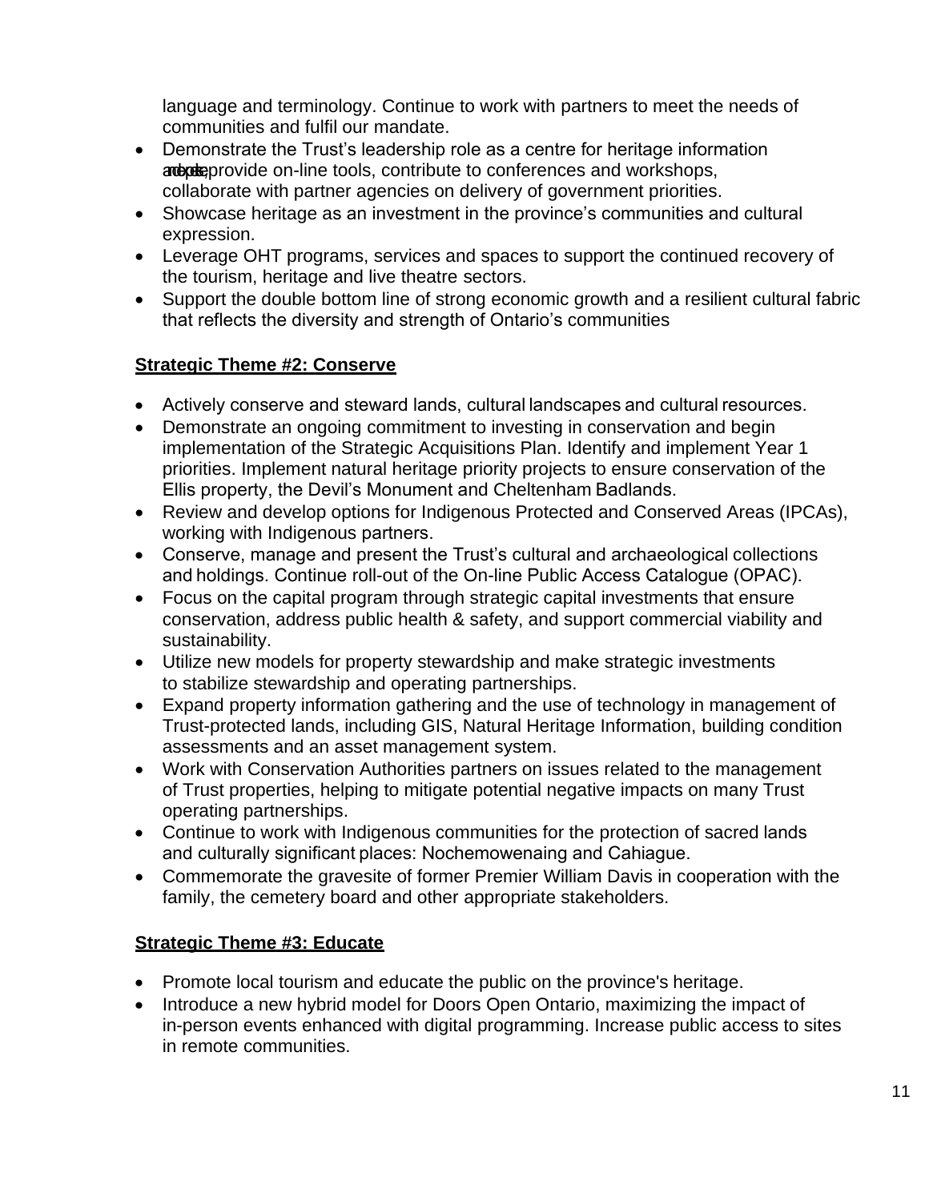language and terminology. Continue to work with partners to meet the needs of communities and fulfil our mandate.

- Demonstrate the Trust's leadership role as a centre for heritage information and expertise, provide on-line tools, contribute to conferences and workshops, collaborate with partner agencies on delivery of government priorities.
- Showcase heritage as an investment in the province's communities and cultural expression.
- Leverage OHT programs, services and spaces to support the continued recovery of the tourism, heritage and live theatre sectors.
- Support the double bottom line of strong economic growth and a resilient cultural fabric that reflects the diversity and strength of Ontario's communities

**Strategic Theme #2: Conserve**

- Actively conserve and steward lands, cultural landscapes and cultural resources.
- Demonstrate an ongoing commitment to investing in conservation and begin implementation of the Strategic Acquisitions Plan. Identify and implement Year 1 priorities. Implement natural heritage priority projects to ensure conservation of the Ellis property, the Devil's Monument and Cheltenham Badlands.
- Review and develop options for Indigenous Protected and Conserved Areas (IPCAs), working with Indigenous partners.
- Conserve, manage and present the Trust's cultural and archaeological collections and holdings. Continue roll-out of the On-line Public Access Catalogue (OPAC).
- Focus on the capital program through strategic capital investments that ensure conservation, address public health & safety, and support commercial viability and sustainability.
- Utilize new models for property stewardship and make strategic investments to stabilize stewardship and operating partnerships.
- Expand property information gathering and the use of technology in management of Trust-protected lands, including GIS, Natural Heritage Information, building condition assessments and an asset management system.
- Work with Conservation Authorities partners on issues related to the management of Trust properties, helping to mitigate potential negative impacts on many Trust operating partnerships.
- Continue to work with Indigenous communities for the protection of sacred lands and culturally significant places: Nochemowenaing and Cahiague.
- Commemorate the gravesite of former Premier William Davis in cooperation with the family, the cemetery board and other appropriate stakeholders.

**Strategic Theme #3: Educate**

- Promote local tourism and educate the public on the province's heritage.
- Introduce a new hybrid model for Doors Open Ontario, maximizing the impact of in-person events enhanced with digital programming. Increase public access to sites in remote communities.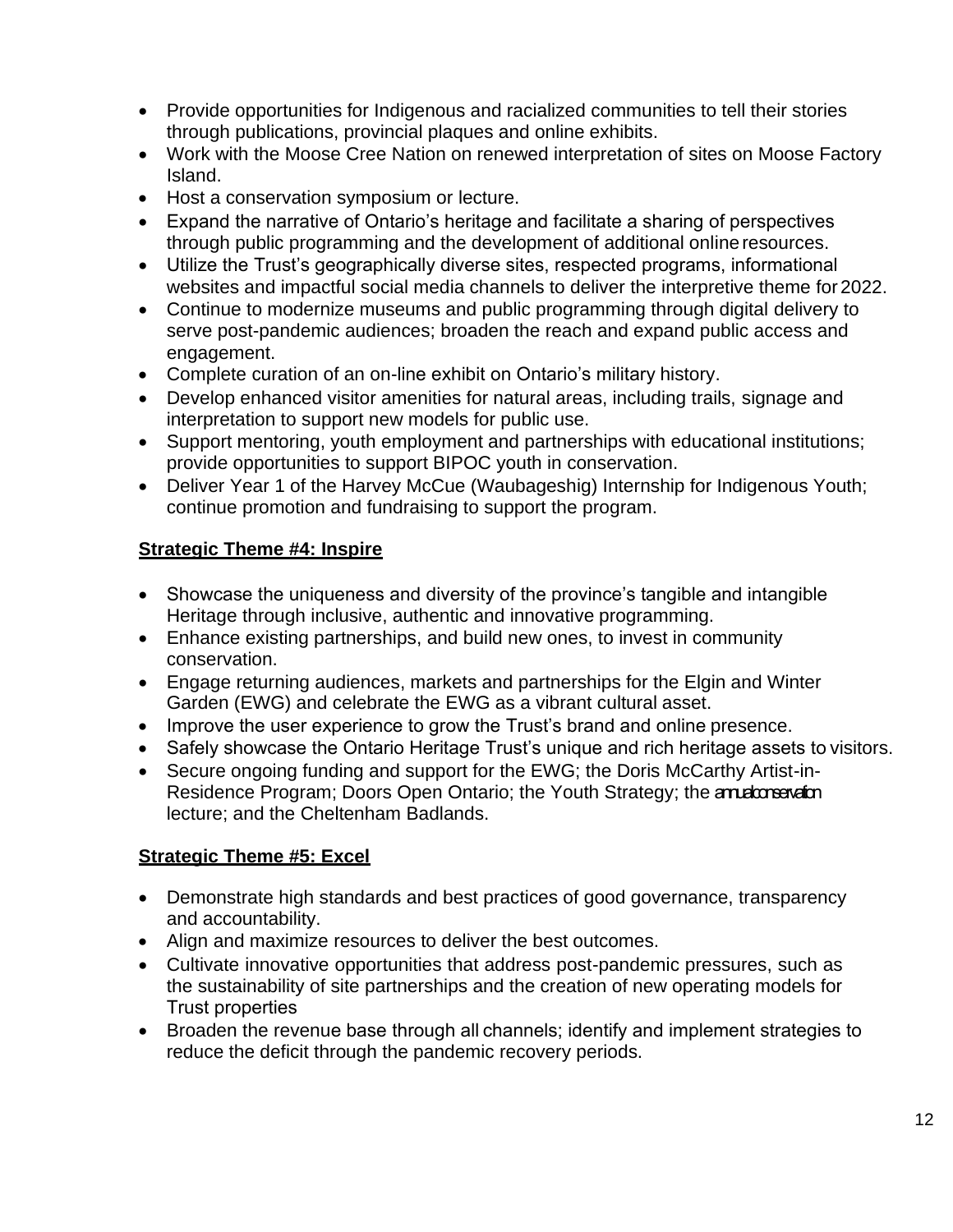- Provide opportunities for Indigenous and racialized communities to tell their stories through publications, provincial plaques and online exhibits.
- Work with the Moose Cree Nation on renewed interpretation of sites on Moose Factory Island.
- Host a conservation symposium or lecture.
- Expand the narrative of Ontario's heritage and facilitate a sharing of perspectives through public programming and the development of additional online resources.
- Utilize the Trust's geographically diverse sites, respected programs, informational websites and impactful social media channels to deliver the interpretive theme for 2022.
- Continue to modernize museums and public programming through digital delivery to serve post-pandemic audiences; broaden the reach and expand public access and engagement.
- Complete curation of an on-line exhibit on Ontario's military history.
- Develop enhanced visitor amenities for natural areas, including trails, signage and interpretation to support new models for public use.
- Support mentoring, youth employment and partnerships with educational institutions; provide opportunities to support BIPOC youth in conservation.
- Deliver Year 1 of the Harvey McCue (Waubageshig) Internship for Indigenous Youth; continue promotion and fundraising to support the program.

**Strategic Theme #4: Inspire**

- Showcase the uniqueness and diversity of the province's tangible and intangible Heritage through inclusive, authentic and innovative programming.
- Enhance existing partnerships, and build new ones, to invest in community conservation.
- Engage returning audiences, markets and partnerships for the Elgin and Winter Garden (EWG) and celebrate the EWG as a vibrant cultural asset.
- Improve the user experience to grow the Trust's brand and online presence.
- Safely showcase the Ontario Heritage Trust's unique and rich heritage assets to visitors.
- Secure ongoing funding and support for the EWG; the Doris McCarthy Artist-in-Residence Program; Doors Open Ontario; the Youth Strategy; the annual conservation lecture; and the Cheltenham Badlands.

**Strategic Theme #5: Excel**

- Demonstrate high standards and best practices of good governance, transparency and accountability.
- Align and maximize resources to deliver the best outcomes.
- Cultivate innovative opportunities that address post-pandemic pressures, such as the sustainability of site partnerships and the creation of new operating models for Trust properties
- Broaden the revenue base through all channels; identify and implement strategies to reduce the deficit through the pandemic recovery periods.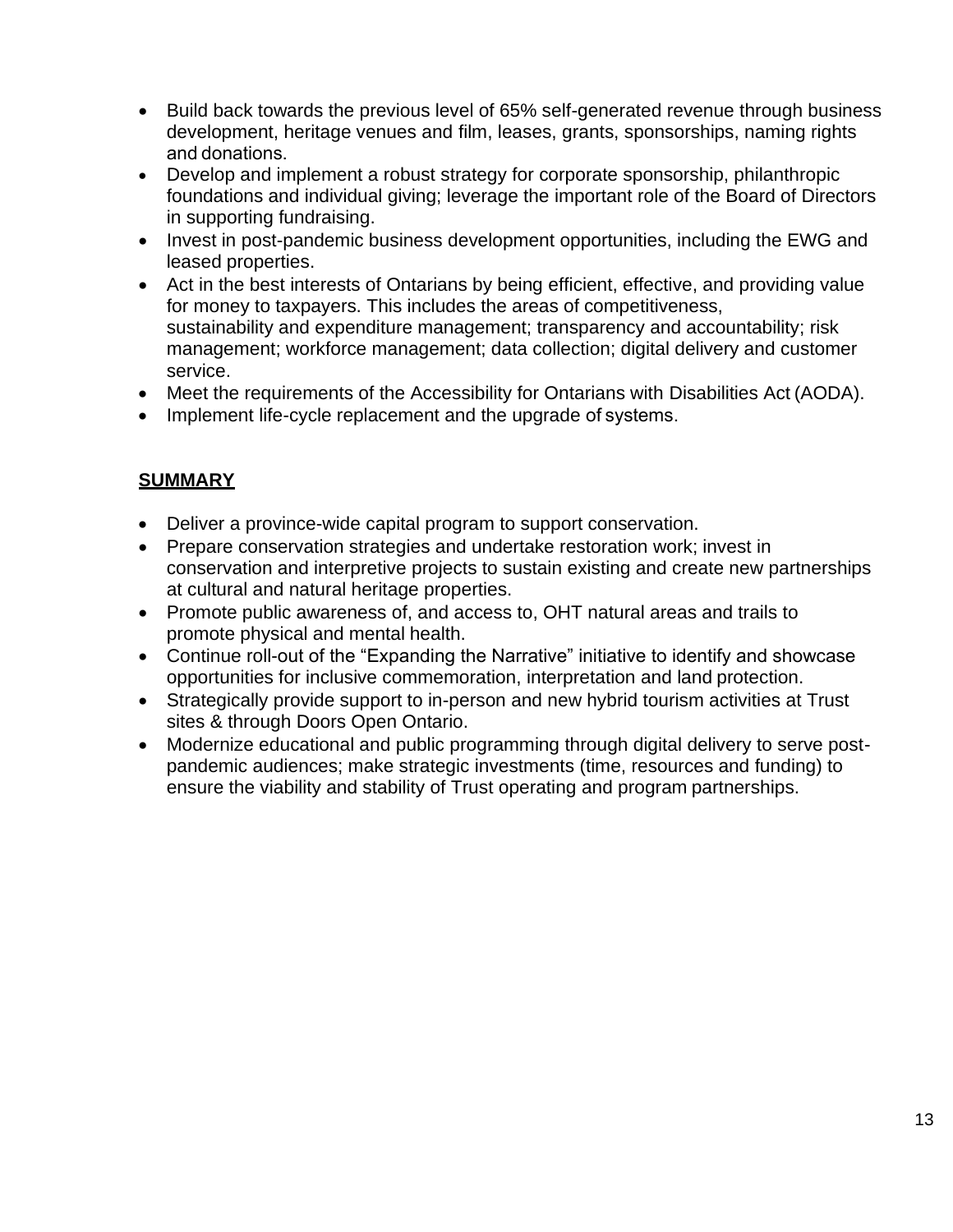- Build back towards the previous level of 65% self-generated revenue through business development, heritage venues and film, leases, grants, sponsorships, naming rights and donations.
- Develop and implement a robust strategy for corporate sponsorship, philanthropic foundations and individual giving; leverage the important role of the Board of Directors in supporting fundraising.
- Invest in post-pandemic business development opportunities, including the EWG and leased properties.
- Act in the best interests of Ontarians by being efficient, effective, and providing value for money to taxpayers. This includes the areas of competitiveness, sustainability and expenditure management; transparency and accountability; risk management; workforce management; data collection; digital delivery and customer service.
- Meet the requirements of the Accessibility for Ontarians with Disabilities Act (AODA).
- Implement life-cycle replacement and the upgrade of systems.

## SUMMARY

- Deliver a province-wide capital program to support conservation.
- Prepare conservation strategies and undertake restoration work; invest in conservation and interpretive projects to sustain existing and create new partnerships at cultural and natural heritage properties.
- Promote public awareness of, and access to, OHT natural areas and trails to promote physical and mental health.
- Continue roll-out of the "Expanding the Narrative" initiative to identify and showcase opportunities for inclusive commemoration, interpretation and land protection.
- Strategically provide support to in-person and new hybrid tourism activities at Trust sites & through Doors Open Ontario.
- Modernize educational and public programming through digital delivery to serve post-pandemic audiences; make strategic investments (time, resources and funding) to ensure the viability and stability of Trust operating and program partnerships.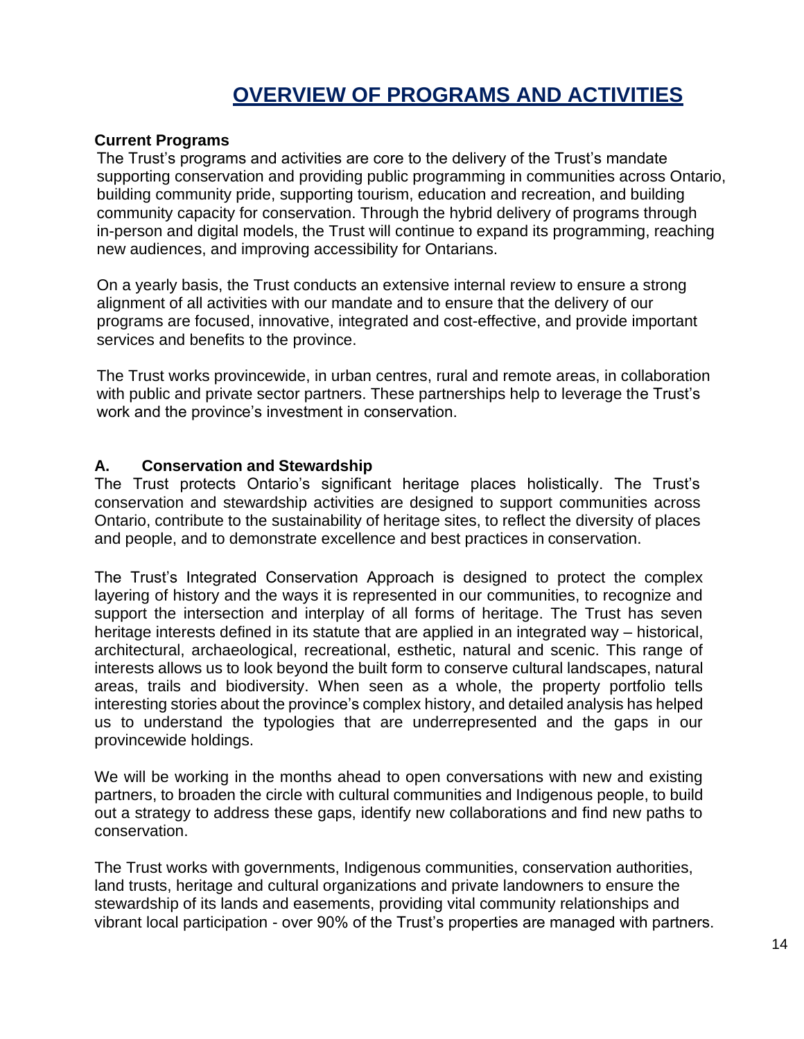# OVERVIEW OF PROGRAMS AND ACTIVITIES

**Current Programs**

The Trust's programs and activities are core to the delivery of the Trust's mandate supporting conservation and providing public programming in communities across Ontario, building community pride, supporting tourism, education and recreation, and building community capacity for conservation. Through the hybrid delivery of programs through in-person and digital models, the Trust will continue to expand its programming, reaching new audiences, and improving accessibility for Ontarians.

On a yearly basis, the Trust conducts an extensive internal review to ensure a strong alignment of all activities with our mandate and to ensure that the delivery of our programs are focused, innovative, integrated and cost-effective, and provide important services and benefits to the province.

The Trust works provincewide, in urban centres, rural and remote areas, in collaboration with public and private sector partners. These partnerships help to leverage the Trust's work and the province's investment in conservation.

## A. Conservation and Stewardship

The Trust protects Ontario's significant heritage places holistically. The Trust's conservation and stewardship activities are designed to support communities across Ontario, contribute to the sustainability of heritage sites, to reflect the diversity of places and people, and to demonstrate excellence and best practices in conservation.

The Trust's Integrated Conservation Approach is designed to protect the complex layering of history and the ways it is represented in our communities, to recognize and support the intersection and interplay of all forms of heritage. The Trust has seven heritage interests defined in its statute that are applied in an integrated way – historical, architectural, archaeological, recreational, esthetic, natural and scenic. This range of interests allows us to look beyond the built form to conserve cultural landscapes, natural areas, trails and biodiversity. When seen as a whole, the property portfolio tells interesting stories about the province's complex history, and detailed analysis has helped us to understand the typologies that are underrepresented and the gaps in our provincewide holdings.

We will be working in the months ahead to open conversations with new and existing partners, to broaden the circle with cultural communities and Indigenous people, to build out a strategy to address these gaps, identify new collaborations and find new paths to conservation.

The Trust works with governments, Indigenous communities, conservation authorities, land trusts, heritage and cultural organizations and private landowners to ensure the stewardship of its lands and easements, providing vital community relationships and vibrant local participation - over 90% of the Trust's properties are managed with partners.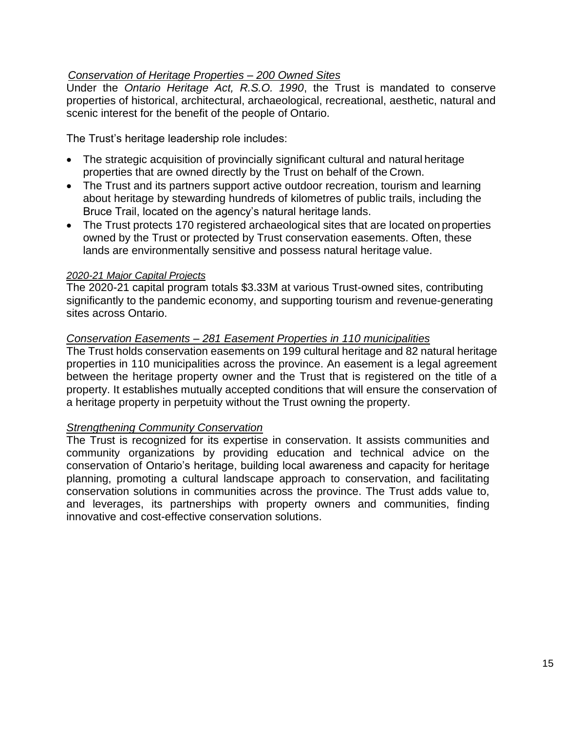*Conservation of Heritage Properties – 200 Owned Sites*

Under the *Ontario Heritage Act, R.S.O. 1990*, the Trust is mandated to conserve properties of historical, architectural, archaeological, recreational, aesthetic, natural and scenic interest for the benefit of the people of Ontario.

The Trust's heritage leadership role includes:

- The strategic acquisition of provincially significant cultural and natural heritage properties that are owned directly by the Trust on behalf of the Crown.
- The Trust and its partners support active outdoor recreation, tourism and learning about heritage by stewarding hundreds of kilometres of public trails, including the Bruce Trail, located on the agency's natural heritage lands.
- The Trust protects 170 registered archaeological sites that are located on properties owned by the Trust or protected by Trust conservation easements. Often, these lands are environmentally sensitive and possess natural heritage value.

*2020-21 Major Capital Projects*

The 2020-21 capital program totals $3.33M at various Trust-owned sites, contributing significantly to the pandemic economy, and supporting tourism and revenue-generating sites across Ontario.

*Conservation Easements – 281 Easement Properties in 110 municipalities*

The Trust holds conservation easements on 199 cultural heritage and 82 natural heritage properties in 110 municipalities across the province. An easement is a legal agreement between the heritage property owner and the Trust that is registered on the title of a property. It establishes mutually accepted conditions that will ensure the conservation of a heritage property in perpetuity without the Trust owning the property.

*Strengthening Community Conservation*

The Trust is recognized for its expertise in conservation. It assists communities and community organizations by providing education and technical advice on the conservation of Ontario's heritage, building local awareness and capacity for heritage planning, promoting a cultural landscape approach to conservation, and facilitating conservation solutions in communities across the province. The Trust adds value to, and leverages, its partnerships with property owners and communities, finding innovative and cost-effective conservation solutions.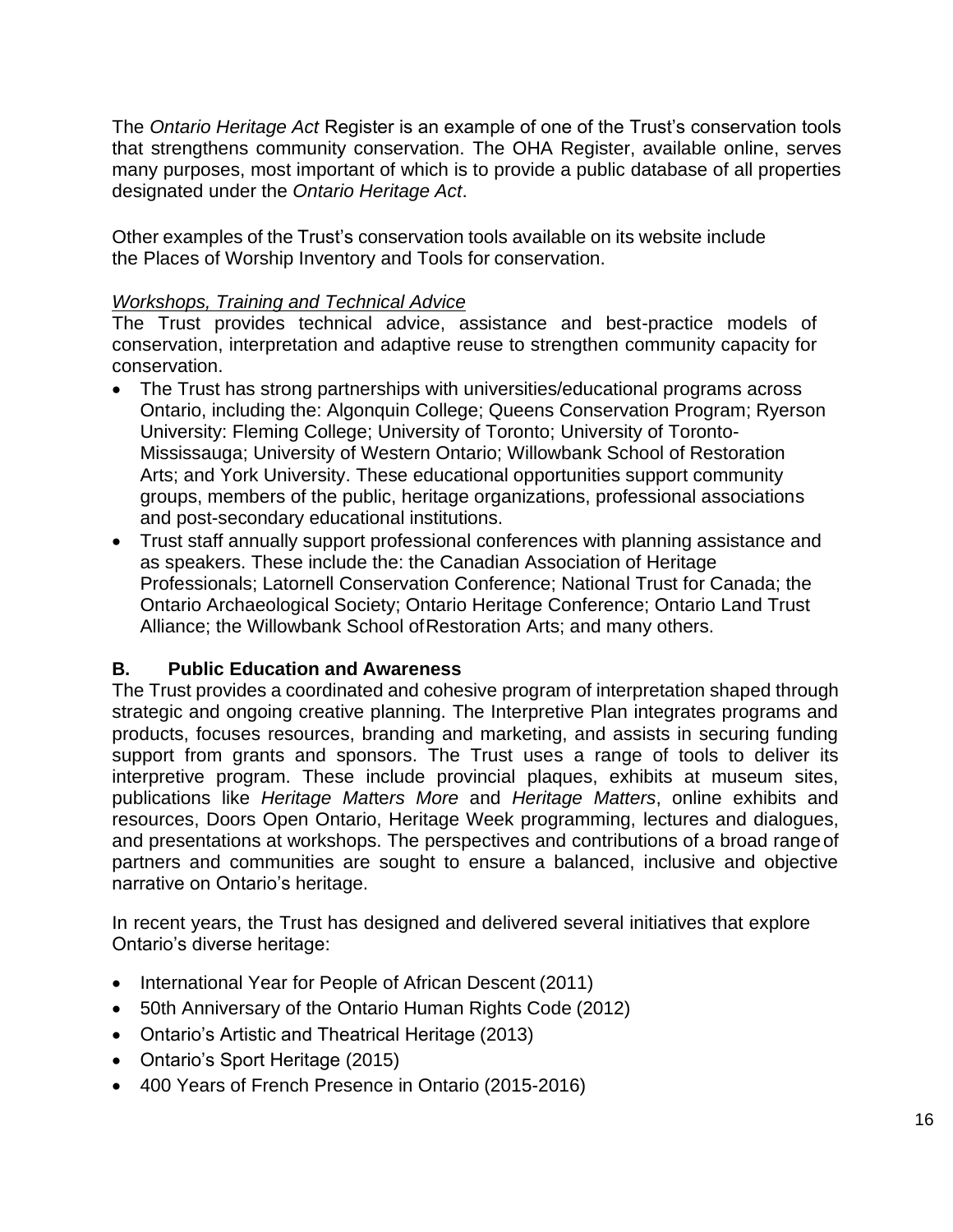The *Ontario Heritage Act* Register is an example of one of the Trust's conservation tools that strengthens community conservation. The OHA Register, available online, serves many purposes, most important of which is to provide a public database of all properties designated under the *Ontario Heritage Act*.

Other examples of the Trust's conservation tools available on its website include the Places of Worship Inventory and Tools for conservation.

<u>*Workshops, Training and Technical Advice*</u>

The Trust provides technical advice, assistance and best-practice models of conservation, interpretation and adaptive reuse to strengthen community capacity for conservation.

- The Trust has strong partnerships with universities/educational programs across Ontario, including the: Algonquin College; Queens Conservation Program; Ryerson University: Fleming College; University of Toronto; University of Toronto-Mississauga; University of Western Ontario; Willowbank School of Restoration Arts; and York University. These educational opportunities support community groups, members of the public, heritage organizations, professional associations and post-secondary educational institutions.
- Trust staff annually support professional conferences with planning assistance and as speakers. These include the: the Canadian Association of Heritage Professionals; Latornell Conservation Conference; National Trust for Canada; the Ontario Archaeological Society; Ontario Heritage Conference; Ontario Land Trust Alliance; the Willowbank School of Restoration Arts; and many others.

## B. Public Education and Awareness

The Trust provides a coordinated and cohesive program of interpretation shaped through strategic and ongoing creative planning. The Interpretive Plan integrates programs and products, focuses resources, branding and marketing, and assists in securing funding support from grants and sponsors. The Trust uses a range of tools to deliver its interpretive program. These include provincial plaques, exhibits at museum sites, publications like *Heritage Matters More* and *Heritage Matters*, online exhibits and resources, Doors Open Ontario, Heritage Week programming, lectures and dialogues, and presentations at workshops. The perspectives and contributions of a broad range of partners and communities are sought to ensure a balanced, inclusive and objective narrative on Ontario's heritage.

In recent years, the Trust has designed and delivered several initiatives that explore Ontario's diverse heritage:

- International Year for People of African Descent (2011)
- 50th Anniversary of the Ontario Human Rights Code (2012)
- Ontario's Artistic and Theatrical Heritage (2013)
- Ontario's Sport Heritage (2015)
- 400 Years of French Presence in Ontario (2015-2016)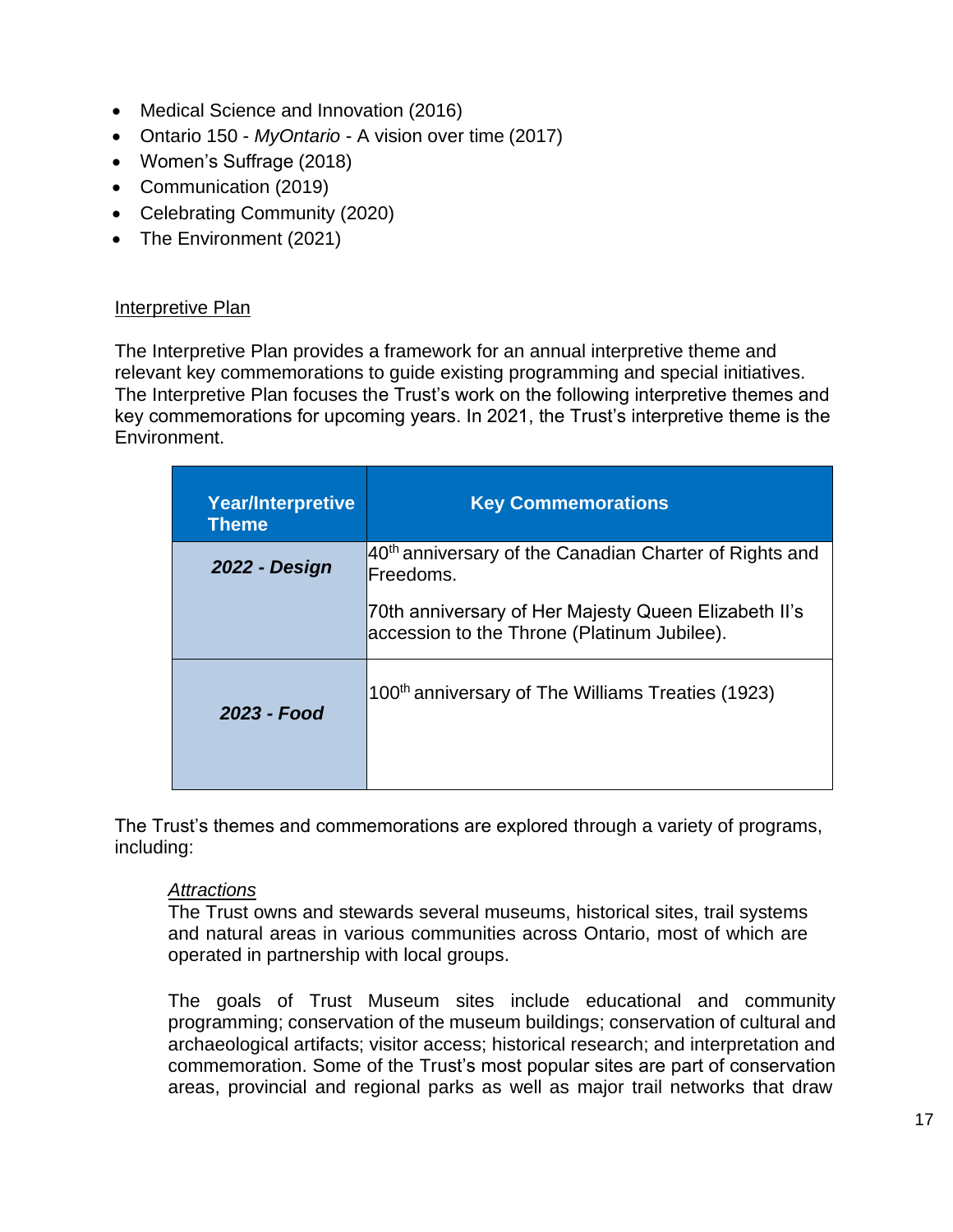- Medical Science and Innovation (2016)
- Ontario 150 - *MyOntario* - A vision over time (2017)
- Women's Suffrage (2018)
- Communication (2019)
- Celebrating Community (2020)
- The Environment (2021)

Interpretive Plan

The Interpretive Plan provides a framework for an annual interpretive theme and relevant key commemorations to guide existing programming and special initiatives. The Interpretive Plan focuses the Trust's work on the following interpretive themes and key commemorations for upcoming years. In 2021, the Trust's interpretive theme is the Environment.

| Year/Interpretive Theme | Key Commemorations |
|---|---|
| ***2022 - Design*** | 40th anniversary of the Canadian Charter of Rights and Freedoms.<br><br>70th anniversary of Her Majesty Queen Elizabeth II's accession to the Throne (Platinum Jubilee). |
| ***2023 - Food*** | 100th anniversary of The Williams Treaties (1923) |

The Trust's themes and commemorations are explored through a variety of programs, including:

*Attractions*

The Trust owns and stewards several museums, historical sites, trail systems and natural areas in various communities across Ontario, most of which are operated in partnership with local groups.

The goals of Trust Museum sites include educational and community programming; conservation of the museum buildings; conservation of cultural and archaeological artifacts; visitor access; historical research; and interpretation and commemoration. Some of the Trust's most popular sites are part of conservation areas, provincial and regional parks as well as major trail networks that draw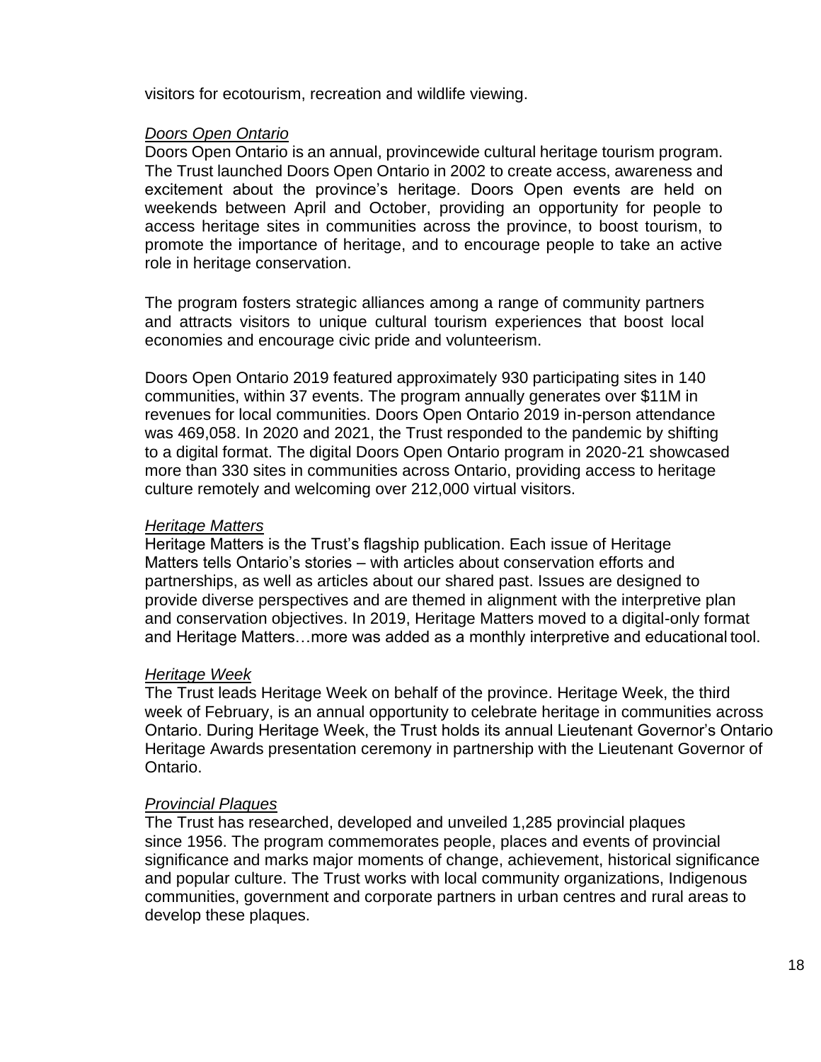visitors for ecotourism, recreation and wildlife viewing.

*Doors Open Ontario*

Doors Open Ontario is an annual, provincewide cultural heritage tourism program. The Trust launched Doors Open Ontario in 2002 to create access, awareness and excitement about the province's heritage. Doors Open events are held on weekends between April and October, providing an opportunity for people to access heritage sites in communities across the province, to boost tourism, to promote the importance of heritage, and to encourage people to take an active role in heritage conservation.

The program fosters strategic alliances among a range of community partners and attracts visitors to unique cultural tourism experiences that boost local economies and encourage civic pride and volunteerism.

Doors Open Ontario 2019 featured approximately 930 participating sites in 140 communities, within 37 events. The program annually generates over $11M in revenues for local communities. Doors Open Ontario 2019 in-person attendance was 469,058. In 2020 and 2021, the Trust responded to the pandemic by shifting to a digital format. The digital Doors Open Ontario program in 2020-21 showcased more than 330 sites in communities across Ontario, providing access to heritage culture remotely and welcoming over 212,000 virtual visitors.

*Heritage Matters*

Heritage Matters is the Trust's flagship publication. Each issue of Heritage Matters tells Ontario's stories – with articles about conservation efforts and partnerships, as well as articles about our shared past. Issues are designed to provide diverse perspectives and are themed in alignment with the interpretive plan and conservation objectives. In 2019, Heritage Matters moved to a digital-only format and Heritage Matters…more was added as a monthly interpretive and educational tool.

*Heritage Week*

The Trust leads Heritage Week on behalf of the province. Heritage Week, the third week of February, is an annual opportunity to celebrate heritage in communities across Ontario. During Heritage Week, the Trust holds its annual Lieutenant Governor's Ontario Heritage Awards presentation ceremony in partnership with the Lieutenant Governor of Ontario.

*Provincial Plaques*

The Trust has researched, developed and unveiled 1,285 provincial plaques since 1956. The program commemorates people, places and events of provincial significance and marks major moments of change, achievement, historical significance and popular culture. The Trust works with local community organizations, Indigenous communities, government and corporate partners in urban centres and rural areas to develop these plaques.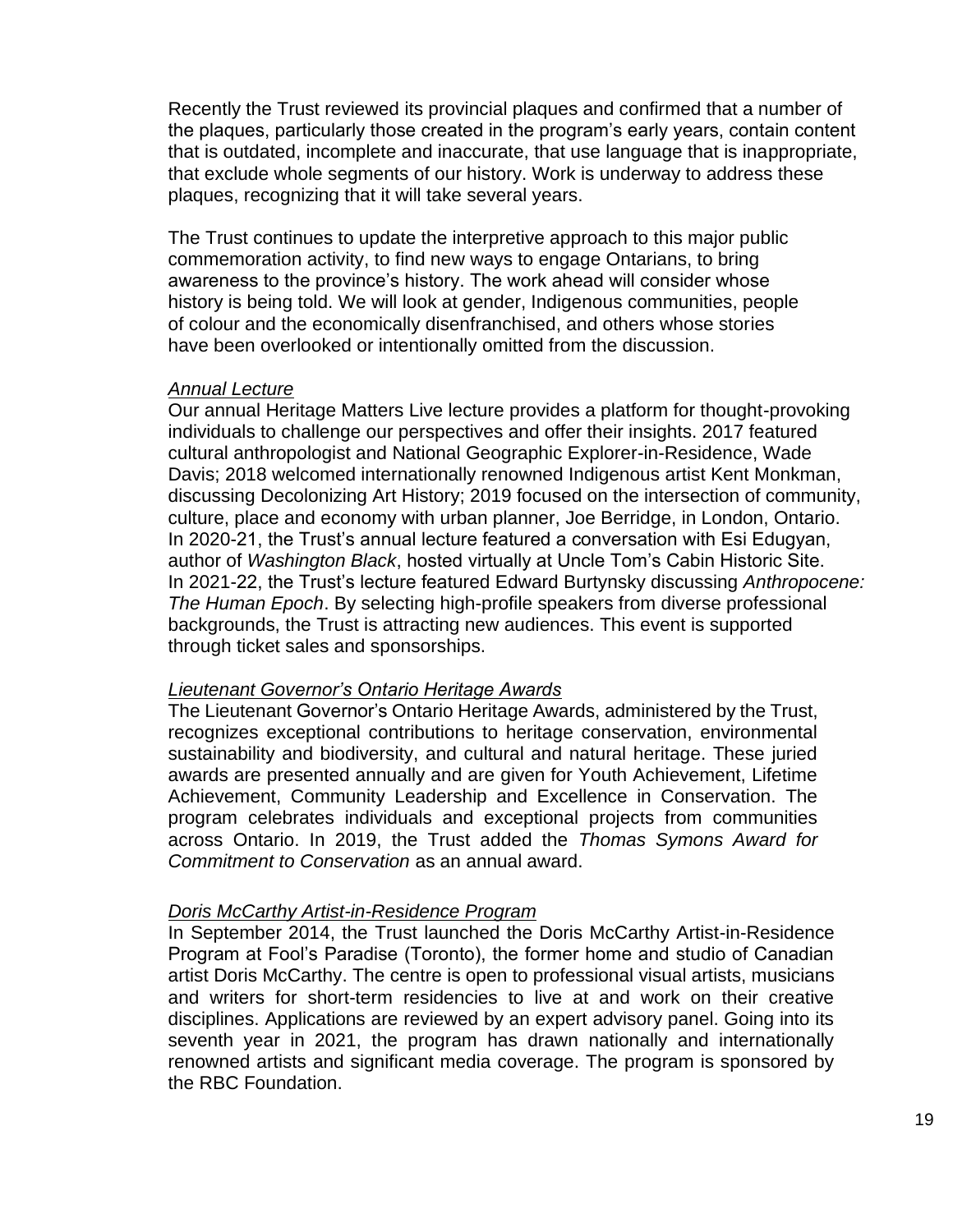Recently the Trust reviewed its provincial plaques and confirmed that a number of the plaques, particularly those created in the program's early years, contain content that is outdated, incomplete and inaccurate, that use language that is inappropriate, that exclude whole segments of our history. Work is underway to address these plaques, recognizing that it will take several years.

The Trust continues to update the interpretive approach to this major public commemoration activity, to find new ways to engage Ontarians, to bring awareness to the province's history. The work ahead will consider whose history is being told. We will look at gender, Indigenous communities, people of colour and the economically disenfranchised, and others whose stories have been overlooked or intentionally omitted from the discussion.

*Annual Lecture*

Our annual Heritage Matters Live lecture provides a platform for thought-provoking individuals to challenge our perspectives and offer their insights. 2017 featured cultural anthropologist and National Geographic Explorer-in-Residence, Wade Davis; 2018 welcomed internationally renowned Indigenous artist Kent Monkman, discussing Decolonizing Art History; 2019 focused on the intersection of community, culture, place and economy with urban planner, Joe Berridge, in London, Ontario. In 2020-21, the Trust's annual lecture featured a conversation with Esi Edugyan, author of *Washington Black*, hosted virtually at Uncle Tom's Cabin Historic Site. In 2021-22, the Trust's lecture featured Edward Burtynsky discussing *Anthropocene: The Human Epoch*. By selecting high-profile speakers from diverse professional backgrounds, the Trust is attracting new audiences. This event is supported through ticket sales and sponsorships.

*Lieutenant Governor's Ontario Heritage Awards*

The Lieutenant Governor's Ontario Heritage Awards, administered by the Trust, recognizes exceptional contributions to heritage conservation, environmental sustainability and biodiversity, and cultural and natural heritage. These juried awards are presented annually and are given for Youth Achievement, Lifetime Achievement, Community Leadership and Excellence in Conservation. The program celebrates individuals and exceptional projects from communities across Ontario. In 2019, the Trust added the *Thomas Symons Award for Commitment to Conservation* as an annual award.

*Doris McCarthy Artist-in-Residence Program*

In September 2014, the Trust launched the Doris McCarthy Artist-in-Residence Program at Fool's Paradise (Toronto), the former home and studio of Canadian artist Doris McCarthy. The centre is open to professional visual artists, musicians and writers for short-term residencies to live at and work on their creative disciplines. Applications are reviewed by an expert advisory panel. Going into its seventh year in 2021, the program has drawn nationally and internationally renowned artists and significant media coverage. The program is sponsored by the RBC Foundation.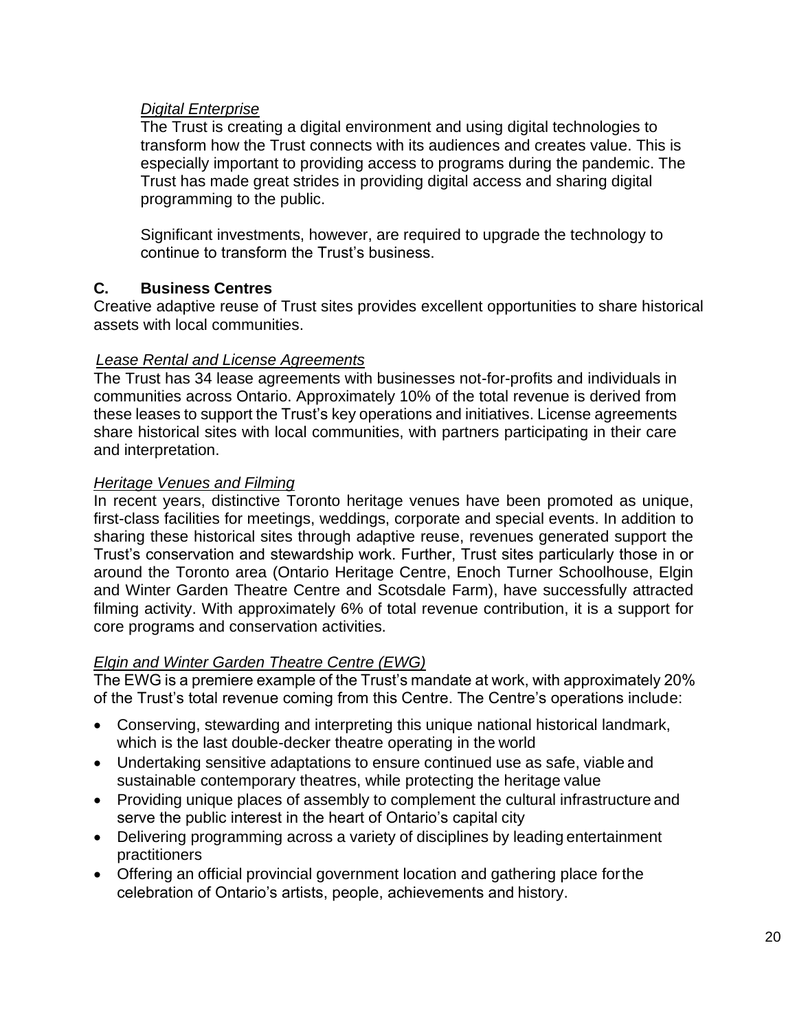*Digital Enterprise*

The Trust is creating a digital environment and using digital technologies to transform how the Trust connects with its audiences and creates value. This is especially important to providing access to programs during the pandemic. The Trust has made great strides in providing digital access and sharing digital programming to the public.

Significant investments, however, are required to upgrade the technology to continue to transform the Trust's business.

### C. Business Centres

Creative adaptive reuse of Trust sites provides excellent opportunities to share historical assets with local communities.

*Lease Rental and License Agreements*

The Trust has 34 lease agreements with businesses not-for-profits and individuals in communities across Ontario. Approximately 10% of the total revenue is derived from these leases to support the Trust's key operations and initiatives. License agreements share historical sites with local communities, with partners participating in their care and interpretation.

*Heritage Venues and Filming*

In recent years, distinctive Toronto heritage venues have been promoted as unique, first-class facilities for meetings, weddings, corporate and special events. In addition to sharing these historical sites through adaptive reuse, revenues generated support the Trust's conservation and stewardship work. Further, Trust sites particularly those in or around the Toronto area (Ontario Heritage Centre, Enoch Turner Schoolhouse, Elgin and Winter Garden Theatre Centre and Scotsdale Farm), have successfully attracted filming activity. With approximately 6% of total revenue contribution, it is a support for core programs and conservation activities.

*Elgin and Winter Garden Theatre Centre (EWG)*

The EWG is a premiere example of the Trust's mandate at work, with approximately 20% of the Trust's total revenue coming from this Centre. The Centre's operations include:

- Conserving, stewarding and interpreting this unique national historical landmark, which is the last double-decker theatre operating in the world
- Undertaking sensitive adaptations to ensure continued use as safe, viable and sustainable contemporary theatres, while protecting the heritage value
- Providing unique places of assembly to complement the cultural infrastructure and serve the public interest in the heart of Ontario's capital city
- Delivering programming across a variety of disciplines by leading entertainment practitioners
- Offering an official provincial government location and gathering place for the celebration of Ontario's artists, people, achievements and history.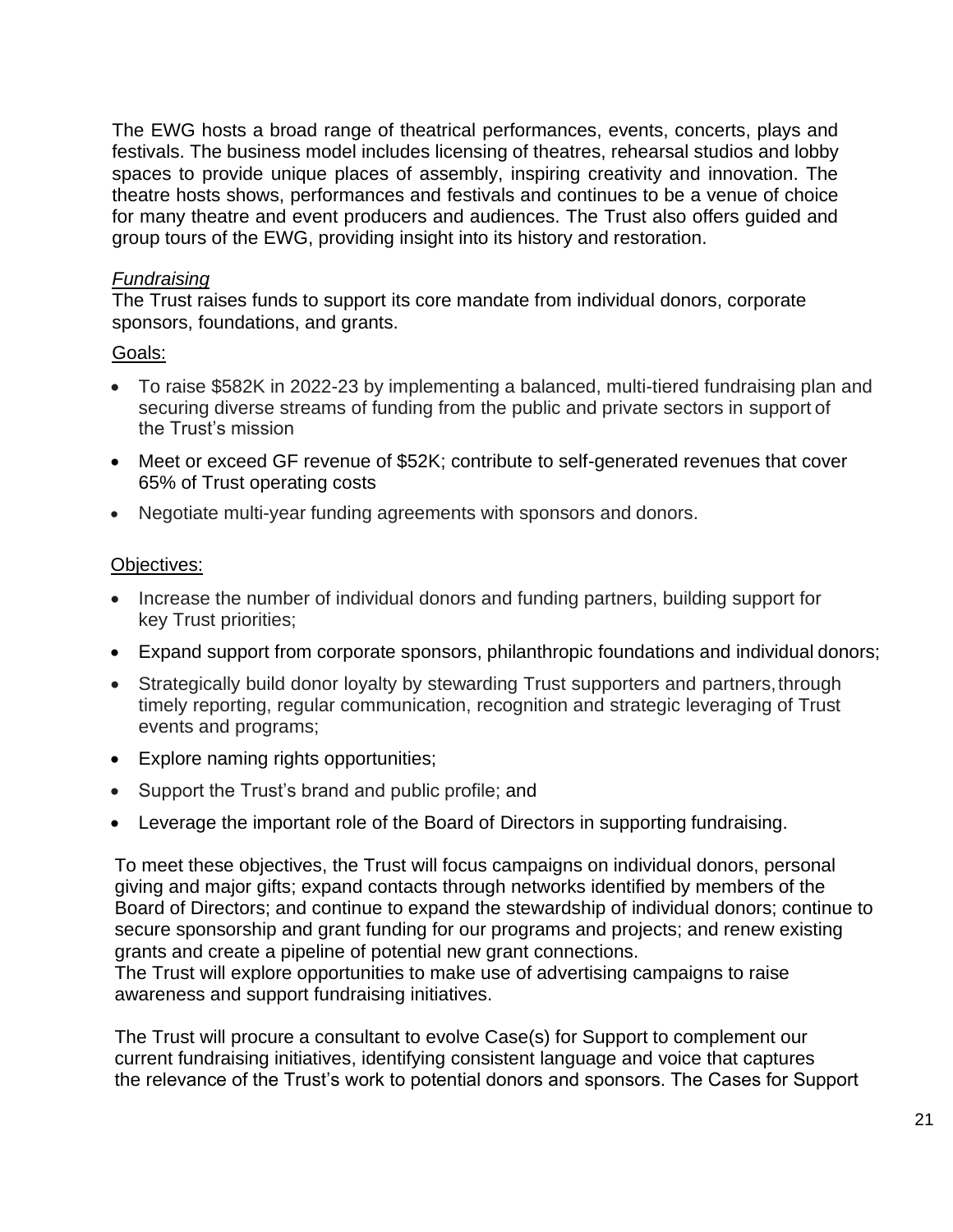The EWG hosts a broad range of theatrical performances, events, concerts, plays and festivals. The business model includes licensing of theatres, rehearsal studios and lobby spaces to provide unique places of assembly, inspiring creativity and innovation. The theatre hosts shows, performances and festivals and continues to be a venue of choice for many theatre and event producers and audiences. The Trust also offers guided and group tours of the EWG, providing insight into its history and restoration.

*Fundraising*

The Trust raises funds to support its core mandate from individual donors, corporate sponsors, foundations, and grants.

Goals:

- To raise $582K in 2022-23 by implementing a balanced, multi-tiered fundraising plan and securing diverse streams of funding from the public and private sectors in support of the Trust's mission
- Meet or exceed GF revenue of $52K; contribute to self-generated revenues that cover 65% of Trust operating costs
- Negotiate multi-year funding agreements with sponsors and donors.

Objectives:

- Increase the number of individual donors and funding partners, building support for key Trust priorities;
- Expand support from corporate sponsors, philanthropic foundations and individual donors;
- Strategically build donor loyalty by stewarding Trust supporters and partners, through timely reporting, regular communication, recognition and strategic leveraging of Trust events and programs;
- Explore naming rights opportunities;
- Support the Trust's brand and public profile; and
- Leverage the important role of the Board of Directors in supporting fundraising.

To meet these objectives, the Trust will focus campaigns on individual donors, personal giving and major gifts; expand contacts through networks identified by members of the Board of Directors; and continue to expand the stewardship of individual donors; continue to secure sponsorship and grant funding for our programs and projects; and renew existing grants and create a pipeline of potential new grant connections.
The Trust will explore opportunities to make use of advertising campaigns to raise awareness and support fundraising initiatives.

The Trust will procure a consultant to evolve Case(s) for Support to complement our current fundraising initiatives, identifying consistent language and voice that captures the relevance of the Trust's work to potential donors and sponsors. The Cases for Support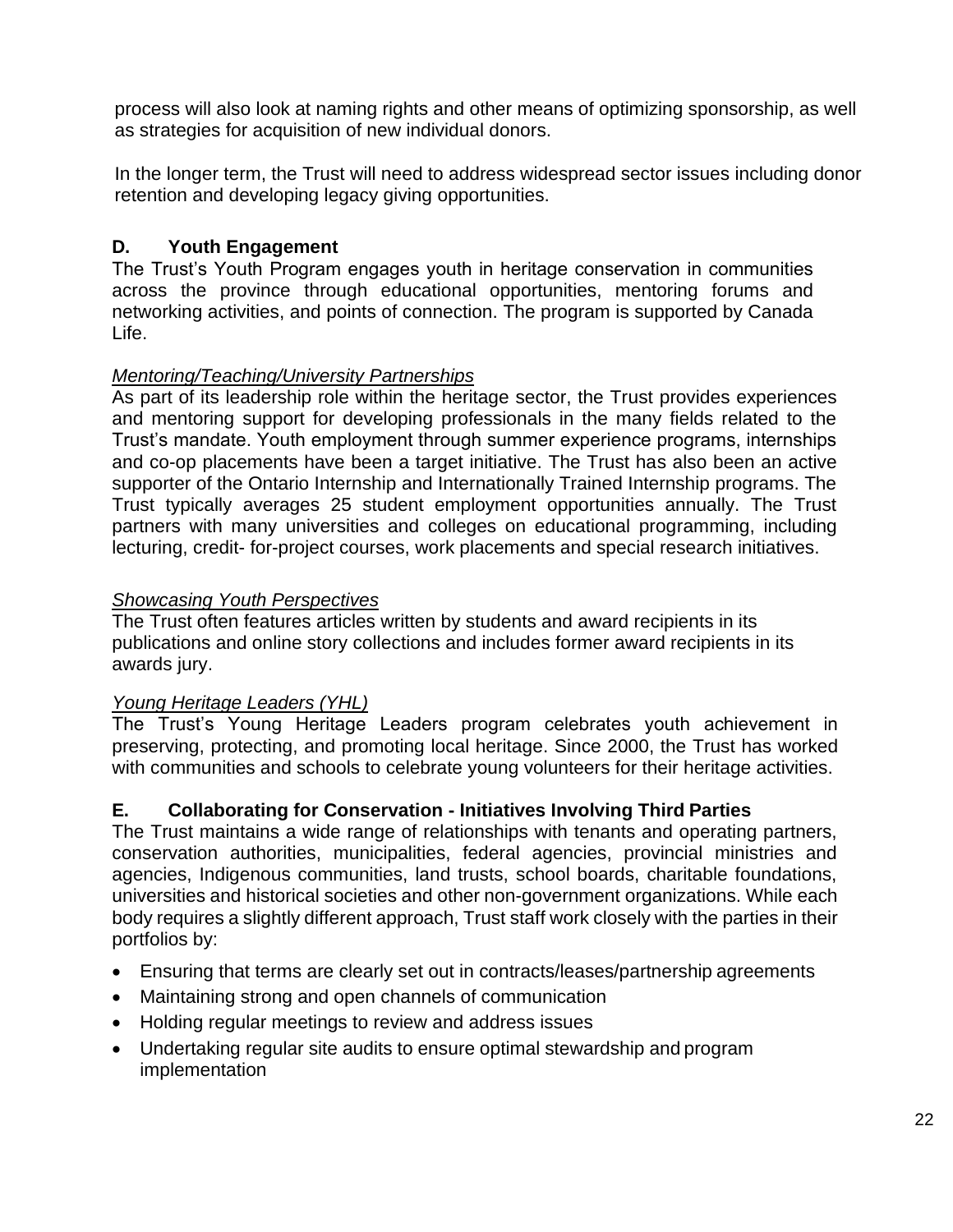process will also look at naming rights and other means of optimizing sponsorship, as well as strategies for acquisition of new individual donors.

In the longer term, the Trust will need to address widespread sector issues including donor retention and developing legacy giving opportunities.

### D. Youth Engagement

The Trust's Youth Program engages youth in heritage conservation in communities across the province through educational opportunities, mentoring forums and networking activities, and points of connection. The program is supported by Canada Life.

*Mentoring/Teaching/University Partnerships*

As part of its leadership role within the heritage sector, the Trust provides experiences and mentoring support for developing professionals in the many fields related to the Trust's mandate. Youth employment through summer experience programs, internships and co-op placements have been a target initiative. The Trust has also been an active supporter of the Ontario Internship and Internationally Trained Internship programs. The Trust typically averages 25 student employment opportunities annually. The Trust partners with many universities and colleges on educational programming, including lecturing, credit- for-project courses, work placements and special research initiatives.

*Showcasing Youth Perspectives*

The Trust often features articles written by students and award recipients in its publications and online story collections and includes former award recipients in its awards jury.

*Young Heritage Leaders (YHL)*

The Trust's Young Heritage Leaders program celebrates youth achievement in preserving, protecting, and promoting local heritage. Since 2000, the Trust has worked with communities and schools to celebrate young volunteers for their heritage activities.

### E. Collaborating for Conservation - Initiatives Involving Third Parties

The Trust maintains a wide range of relationships with tenants and operating partners, conservation authorities, municipalities, federal agencies, provincial ministries and agencies, Indigenous communities, land trusts, school boards, charitable foundations, universities and historical societies and other non-government organizations. While each body requires a slightly different approach, Trust staff work closely with the parties in their portfolios by:

- Ensuring that terms are clearly set out in contracts/leases/partnership agreements
- Maintaining strong and open channels of communication
- Holding regular meetings to review and address issues
- Undertaking regular site audits to ensure optimal stewardship and program implementation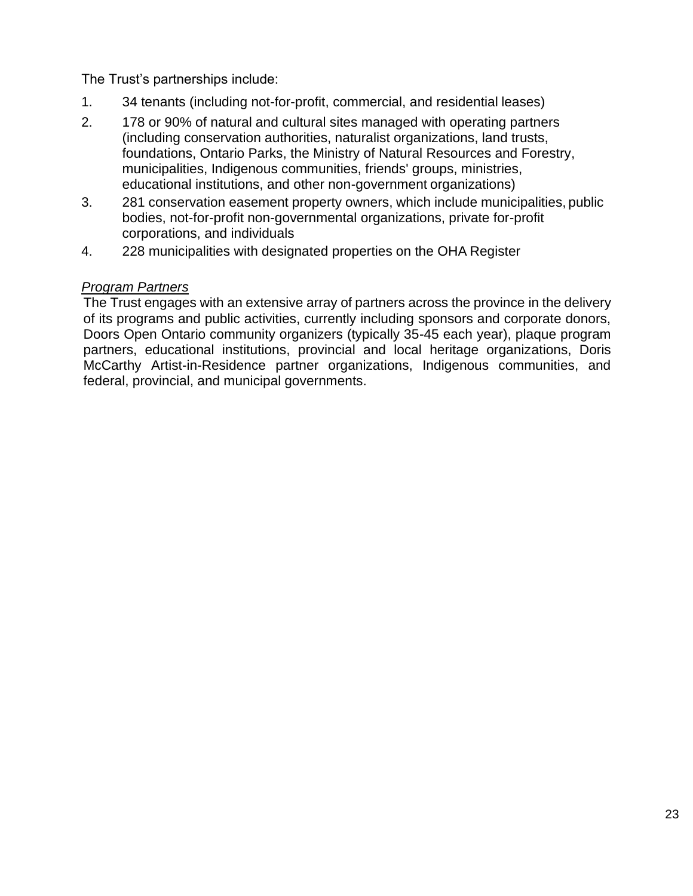The Trust's partnerships include:

1. 34 tenants (including not-for-profit, commercial, and residential leases)
2. 178 or 90% of natural and cultural sites managed with operating partners (including conservation authorities, naturalist organizations, land trusts, foundations, Ontario Parks, the Ministry of Natural Resources and Forestry, municipalities, Indigenous communities, friends' groups, ministries, educational institutions, and other non-government organizations)
3. 281 conservation easement property owners, which include municipalities, public bodies, not-for-profit non-governmental organizations, private for-profit corporations, and individuals
4. 228 municipalities with designated properties on the OHA Register

*Program Partners*

The Trust engages with an extensive array of partners across the province in the delivery of its programs and public activities, currently including sponsors and corporate donors, Doors Open Ontario community organizers (typically 35-45 each year), plaque program partners, educational institutions, provincial and local heritage organizations, Doris McCarthy Artist-in-Residence partner organizations, Indigenous communities, and federal, provincial, and municipal governments.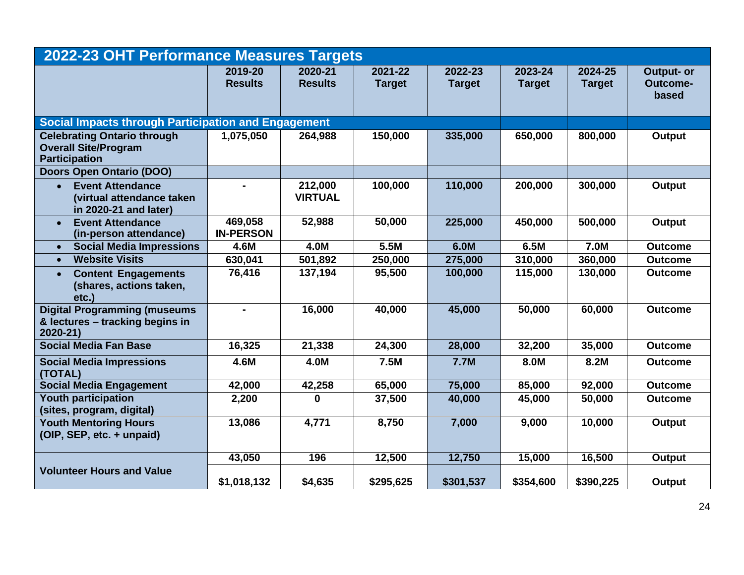## 2022-23 OHT Performance Measures Targets

| | 2019-20 Results | 2020-21 Results | 2021-22 Target | 2022-23 Target | 2023-24 Target | 2024-25 Target | Output- or Outcome-based |
|---|---|---|---|---|---|---|---|
| **Social Impacts through Participation and Engagement** | | | | | | | |
| Celebrating Ontario through Overall Site/Program Participation | 1,075,050 | 264,988 | 150,000 | 335,000 | 650,000 | 800,000 | Output |
| Doors Open Ontario (DOO) | | | | | | | |
| • Event Attendance (virtual attendance taken in 2020-21 and later) | - | 212,000 VIRTUAL | 100,000 | 110,000 | 200,000 | 300,000 | Output |
| • Event Attendance (in-person attendance) | 469,058 IN-PERSON | 52,988 | 50,000 | 225,000 | 450,000 | 500,000 | Output |
| • Social Media Impressions | 4.6M | 4.0M | 5.5M | 6.0M | 6.5M | 7.0M | Outcome |
| • Website Visits | 630,041 | 501,892 | 250,000 | 275,000 | 310,000 | 360,000 | Outcome |
| • Content Engagements (shares, actions taken, etc.) | 76,416 | 137,194 | 95,500 | 100,000 | 115,000 | 130,000 | Outcome |
| Digital Programming (museums & lectures – tracking begins in 2020-21) | - | 16,000 | 40,000 | 45,000 | 50,000 | 60,000 | Outcome |
| Social Media Fan Base | 16,325 | 21,338 | 24,300 | 28,000 | 32,200 | 35,000 | Outcome |
| Social Media Impressions (TOTAL) | 4.6M | 4.0M | 7.5M | 7.7M | 8.0M | 8.2M | Outcome |
| Social Media Engagement | 42,000 | 42,258 | 65,000 | 75,000 | 85,000 | 92,000 | Outcome |
| Youth participation (sites, program, digital) | 2,200 | 0 | 37,500 | 40,000 | 45,000 | 50,000 | Outcome |
| Youth Mentoring Hours (OIP, SEP, etc. + unpaid) | 13,086 | 4,771 | 8,750 | 7,000 | 9,000 | 10,000 | Output |
| Volunteer Hours and Value | 43,050 | 196 | 12,500 | 12,750 | 15,000 | 16,500 | Output |
| | $1,018,132 | $4,635 | $295,625 | $301,537 | $354,600 | $390,225 | Output |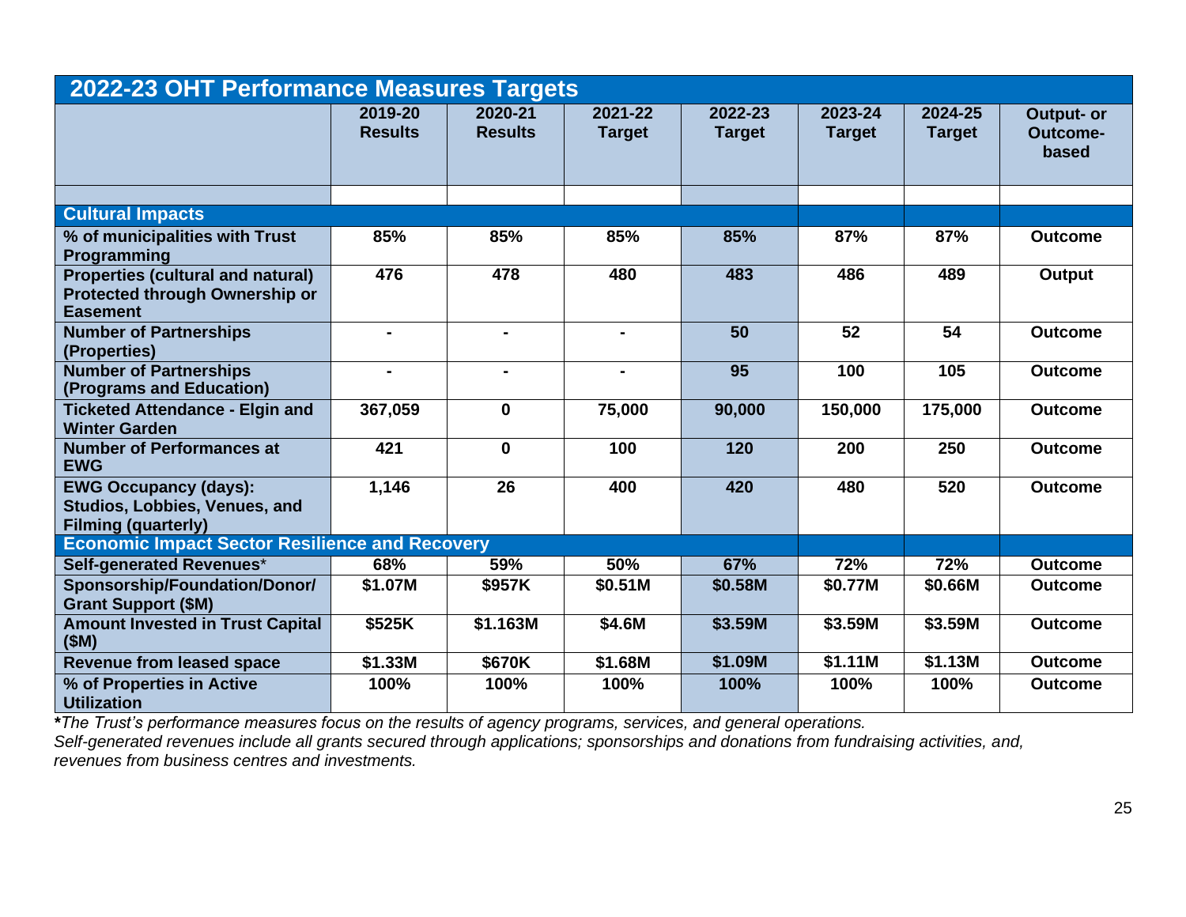## 2022-23 OHT Performance Measures Targets

| | 2019-20 Results | 2020-21 Results | 2021-22 Target | 2022-23 Target | 2023-24 Target | 2024-25 Target | Output- or Outcome-based |
|---|---|---|---|---|---|---|---|
| **Cultural Impacts** | | | | | | | |
| % of municipalities with Trust Programming | 85% | 85% | 85% | 85% | 87% | 87% | Outcome |
| Properties (cultural and natural) Protected through Ownership or Easement | 476 | 478 | 480 | 483 | 486 | 489 | Output |
| Number of Partnerships (Properties) | - | - | - | 50 | 52 | 54 | Outcome |
| Number of Partnerships (Programs and Education) | - | - | - | 95 | 100 | 105 | Outcome |
| Ticketed Attendance - Elgin and Winter Garden | 367,059 | 0 | 75,000 | 90,000 | 150,000 | 175,000 | Outcome |
| Number of Performances at EWG | 421 | 0 | 100 | 120 | 200 | 250 | Outcome |
| EWG Occupancy (days): Studios, Lobbies, Venues, and Filming (quarterly) | 1,146 | 26 | 400 | 420 | 480 | 520 | Outcome |
| **Economic Impact Sector Resilience and Recovery** | | | | | | | |
| Self-generated Revenues* | 68% | 59% | 50% | 67% | 72% | 72% | Outcome |
| Sponsorship/Foundation/Donor/ Grant Support ($M) | $1.07M | $957K | $0.51M | $0.58M | $0.77M | $0.66M | Outcome |
| Amount Invested in Trust Capital ($M) | $525K | $1.163M | $4.6M | $3.59M | $3.59M | $3.59M | Outcome |
| Revenue from leased space | $1.33M | $670K | $1.68M | $1.09M | $1.11M | $1.13M | Outcome |
| % of Properties in Active Utilization | 100% | 100% | 100% | 100% | 100% | 100% | Outcome |

***The Trust's performance measures focus on the results of agency programs, services, and general operations.**
*Self-generated revenues include all grants secured through applications; sponsorships and donations from fundraising activities, and, revenues from business centres and investments.*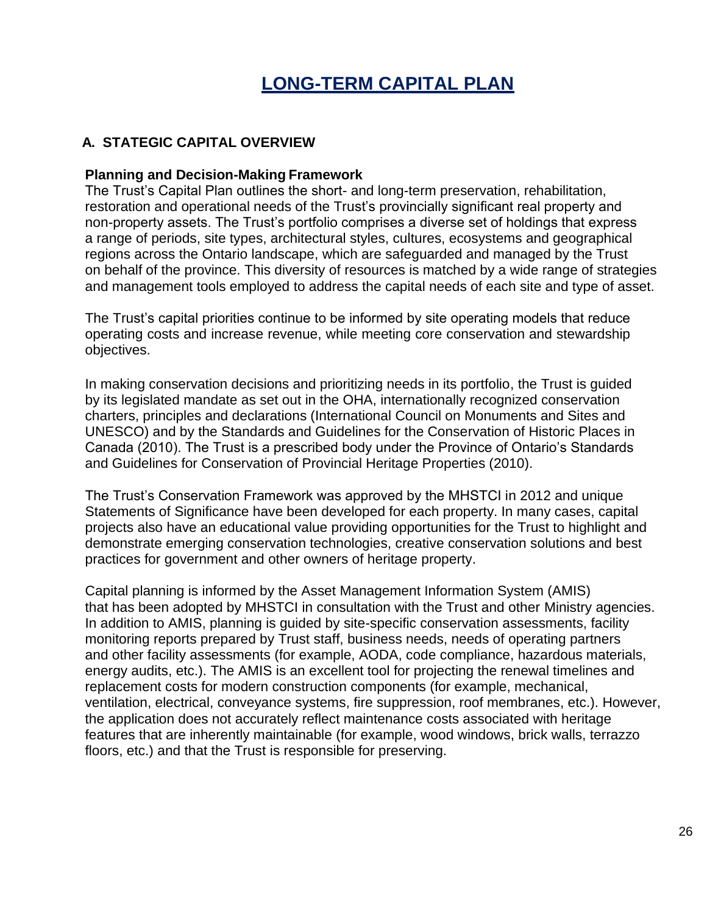# LONG-TERM CAPITAL PLAN

## A. STATEGIC CAPITAL OVERVIEW

### Planning and Decision-Making Framework

The Trust's Capital Plan outlines the short- and long-term preservation, rehabilitation, restoration and operational needs of the Trust's provincially significant real property and non-property assets. The Trust's portfolio comprises a diverse set of holdings that express a range of periods, site types, architectural styles, cultures, ecosystems and geographical regions across the Ontario landscape, which are safeguarded and managed by the Trust on behalf of the province. This diversity of resources is matched by a wide range of strategies and management tools employed to address the capital needs of each site and type of asset.

The Trust's capital priorities continue to be informed by site operating models that reduce operating costs and increase revenue, while meeting core conservation and stewardship objectives.

In making conservation decisions and prioritizing needs in its portfolio, the Trust is guided by its legislated mandate as set out in the OHA, internationally recognized conservation charters, principles and declarations (International Council on Monuments and Sites and UNESCO) and by the Standards and Guidelines for the Conservation of Historic Places in Canada (2010). The Trust is a prescribed body under the Province of Ontario's Standards and Guidelines for Conservation of Provincial Heritage Properties (2010).

The Trust's Conservation Framework was approved by the MHSTCI in 2012 and unique Statements of Significance have been developed for each property. In many cases, capital projects also have an educational value providing opportunities for the Trust to highlight and demonstrate emerging conservation technologies, creative conservation solutions and best practices for government and other owners of heritage property.

Capital planning is informed by the Asset Management Information System (AMIS) that has been adopted by MHSTCI in consultation with the Trust and other Ministry agencies. In addition to AMIS, planning is guided by site-specific conservation assessments, facility monitoring reports prepared by Trust staff, business needs, needs of operating partners and other facility assessments (for example, AODA, code compliance, hazardous materials, energy audits, etc.). The AMIS is an excellent tool for projecting the renewal timelines and replacement costs for modern construction components (for example, mechanical, ventilation, electrical, conveyance systems, fire suppression, roof membranes, etc.). However, the application does not accurately reflect maintenance costs associated with heritage features that are inherently maintainable (for example, wood windows, brick walls, terrazzo floors, etc.) and that the Trust is responsible for preserving.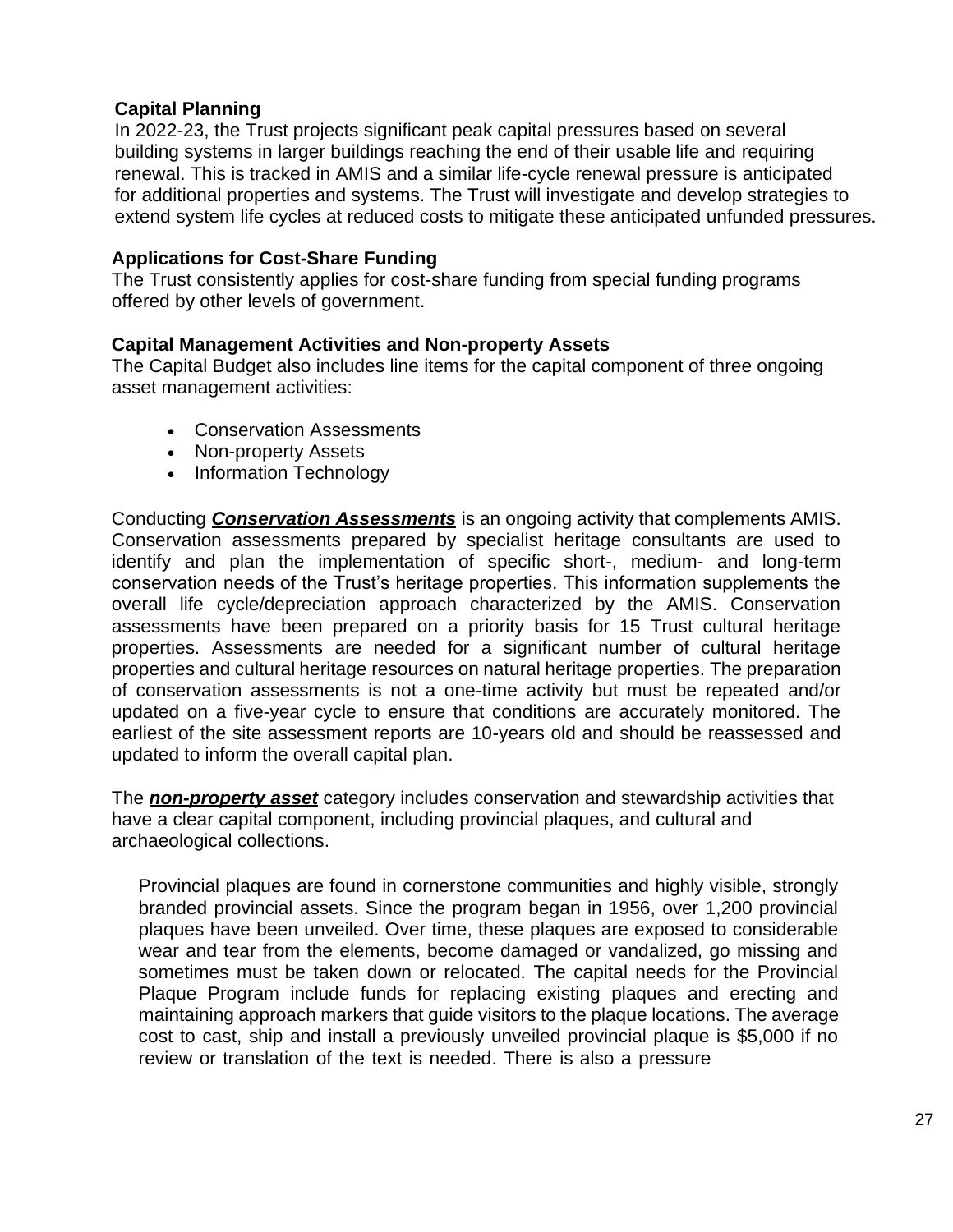### Capital Planning

In 2022-23, the Trust projects significant peak capital pressures based on several building systems in larger buildings reaching the end of their usable life and requiring renewal. This is tracked in AMIS and a similar life-cycle renewal pressure is anticipated for additional properties and systems. The Trust will investigate and develop strategies to extend system life cycles at reduced costs to mitigate these anticipated unfunded pressures.

### Applications for Cost-Share Funding

The Trust consistently applies for cost-share funding from special funding programs offered by other levels of government.

### Capital Management Activities and Non-property Assets

The Capital Budget also includes line items for the capital component of three ongoing asset management activities:

- Conservation Assessments
- Non-property Assets
- Information Technology

Conducting <u>***Conservation Assessments***</u> is an ongoing activity that complements AMIS. Conservation assessments prepared by specialist heritage consultants are used to identify and plan the implementation of specific short-, medium- and long-term conservation needs of the Trust's heritage properties. This information supplements the overall life cycle/depreciation approach characterized by the AMIS. Conservation assessments have been prepared on a priority basis for 15 Trust cultural heritage properties. Assessments are needed for a significant number of cultural heritage properties and cultural heritage resources on natural heritage properties. The preparation of conservation assessments is not a one-time activity but must be repeated and/or updated on a five-year cycle to ensure that conditions are accurately monitored. The earliest of the site assessment reports are 10-years old and should be reassessed and updated to inform the overall capital plan.

The <u>***non-property asset***</u> category includes conservation and stewardship activities that have a clear capital component, including provincial plaques, and cultural and archaeological collections.

Provincial plaques are found in cornerstone communities and highly visible, strongly branded provincial assets. Since the program began in 1956, over 1,200 provincial plaques have been unveiled. Over time, these plaques are exposed to considerable wear and tear from the elements, become damaged or vandalized, go missing and sometimes must be taken down or relocated. The capital needs for the Provincial Plaque Program include funds for replacing existing plaques and erecting and maintaining approach markers that guide visitors to the plaque locations. The average cost to cast, ship and install a previously unveiled provincial plaque is $5,000 if no review or translation of the text is needed. There is also a pressure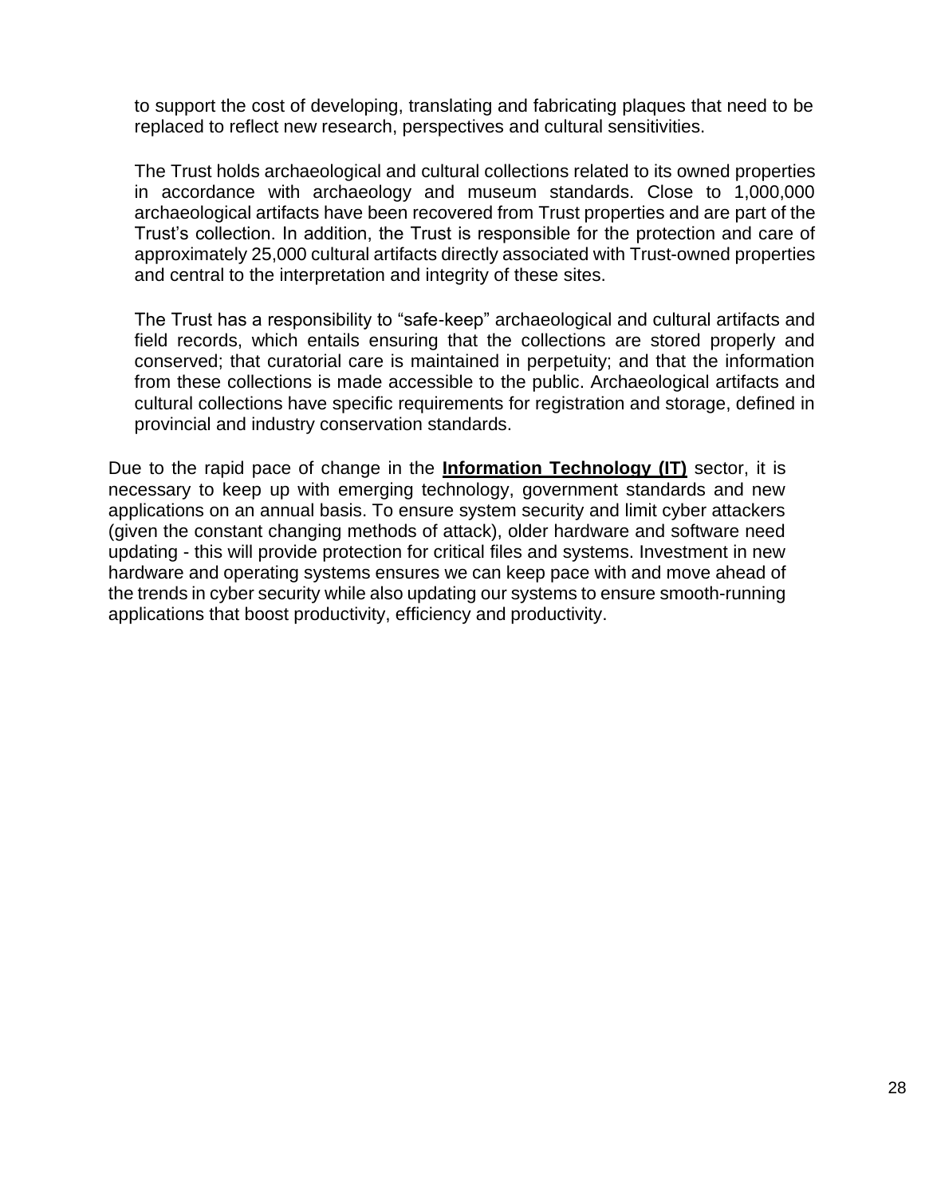to support the cost of developing, translating and fabricating plaques that need to be replaced to reflect new research, perspectives and cultural sensitivities.

The Trust holds archaeological and cultural collections related to its owned properties in accordance with archaeology and museum standards. Close to 1,000,000 archaeological artifacts have been recovered from Trust properties and are part of the Trust's collection. In addition, the Trust is responsible for the protection and care of approximately 25,000 cultural artifacts directly associated with Trust-owned properties and central to the interpretation and integrity of these sites.

The Trust has a responsibility to "safe-keep" archaeological and cultural artifacts and field records, which entails ensuring that the collections are stored properly and conserved; that curatorial care is maintained in perpetuity; and that the information from these collections is made accessible to the public. Archaeological artifacts and cultural collections have specific requirements for registration and storage, defined in provincial and industry conservation standards.

Due to the rapid pace of change in the **Information Technology (IT)** sector, it is necessary to keep up with emerging technology, government standards and new applications on an annual basis. To ensure system security and limit cyber attackers (given the constant changing methods of attack), older hardware and software need updating - this will provide protection for critical files and systems. Investment in new hardware and operating systems ensures we can keep pace with and move ahead of the trends in cyber security while also updating our systems to ensure smooth-running applications that boost productivity, efficiency and productivity.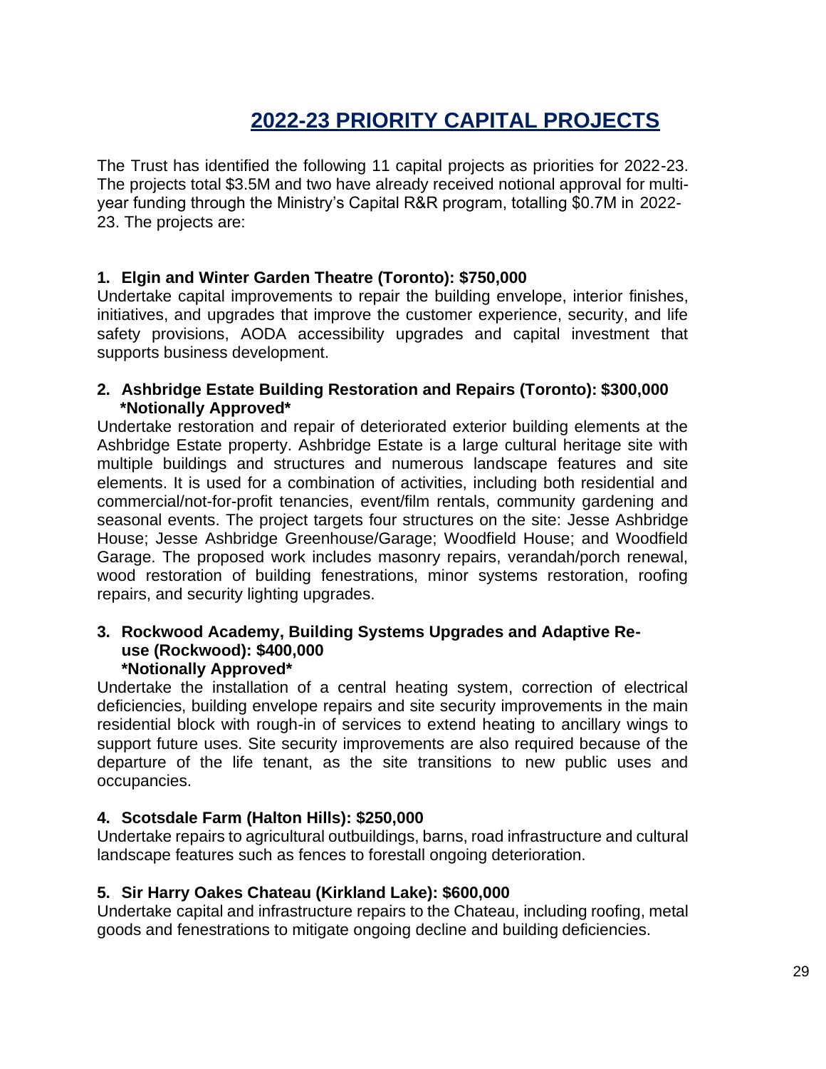# 2022-23 PRIORITY CAPITAL PROJECTS

The Trust has identified the following 11 capital projects as priorities for 2022-23. The projects total $3.5M and two have already received notional approval for multi-year funding through the Ministry's Capital R&R program, totalling $0.7M in 2022-23. The projects are:

**1. Elgin and Winter Garden Theatre (Toronto): $750,000**

Undertake capital improvements to repair the building envelope, interior finishes, initiatives, and upgrades that improve the customer experience, security, and life safety provisions, AODA accessibility upgrades and capital investment that supports business development.

**2. Ashbridge Estate Building Restoration and Repairs (Toronto): $300,000 *Notionally Approved***

Undertake restoration and repair of deteriorated exterior building elements at the Ashbridge Estate property. Ashbridge Estate is a large cultural heritage site with multiple buildings and structures and numerous landscape features and site elements. It is used for a combination of activities, including both residential and commercial/not-for-profit tenancies, event/film rentals, community gardening and seasonal events. The project targets four structures on the site: Jesse Ashbridge House; Jesse Ashbridge Greenhouse/Garage; Woodfield House; and Woodfield Garage. The proposed work includes masonry repairs, verandah/porch renewal, wood restoration of building fenestrations, minor systems restoration, roofing repairs, and security lighting upgrades.

**3. Rockwood Academy, Building Systems Upgrades and Adaptive Re-use (Rockwood): $400,000 *Notionally Approved***

Undertake the installation of a central heating system, correction of electrical deficiencies, building envelope repairs and site security improvements in the main residential block with rough-in of services to extend heating to ancillary wings to support future uses. Site security improvements are also required because of the departure of the life tenant, as the site transitions to new public uses and occupancies.

**4. Scotsdale Farm (Halton Hills): $250,000**

Undertake repairs to agricultural outbuildings, barns, road infrastructure and cultural landscape features such as fences to forestall ongoing deterioration.

**5. Sir Harry Oakes Chateau (Kirkland Lake): $600,000**

Undertake capital and infrastructure repairs to the Chateau, including roofing, metal goods and fenestrations to mitigate ongoing decline and building deficiencies.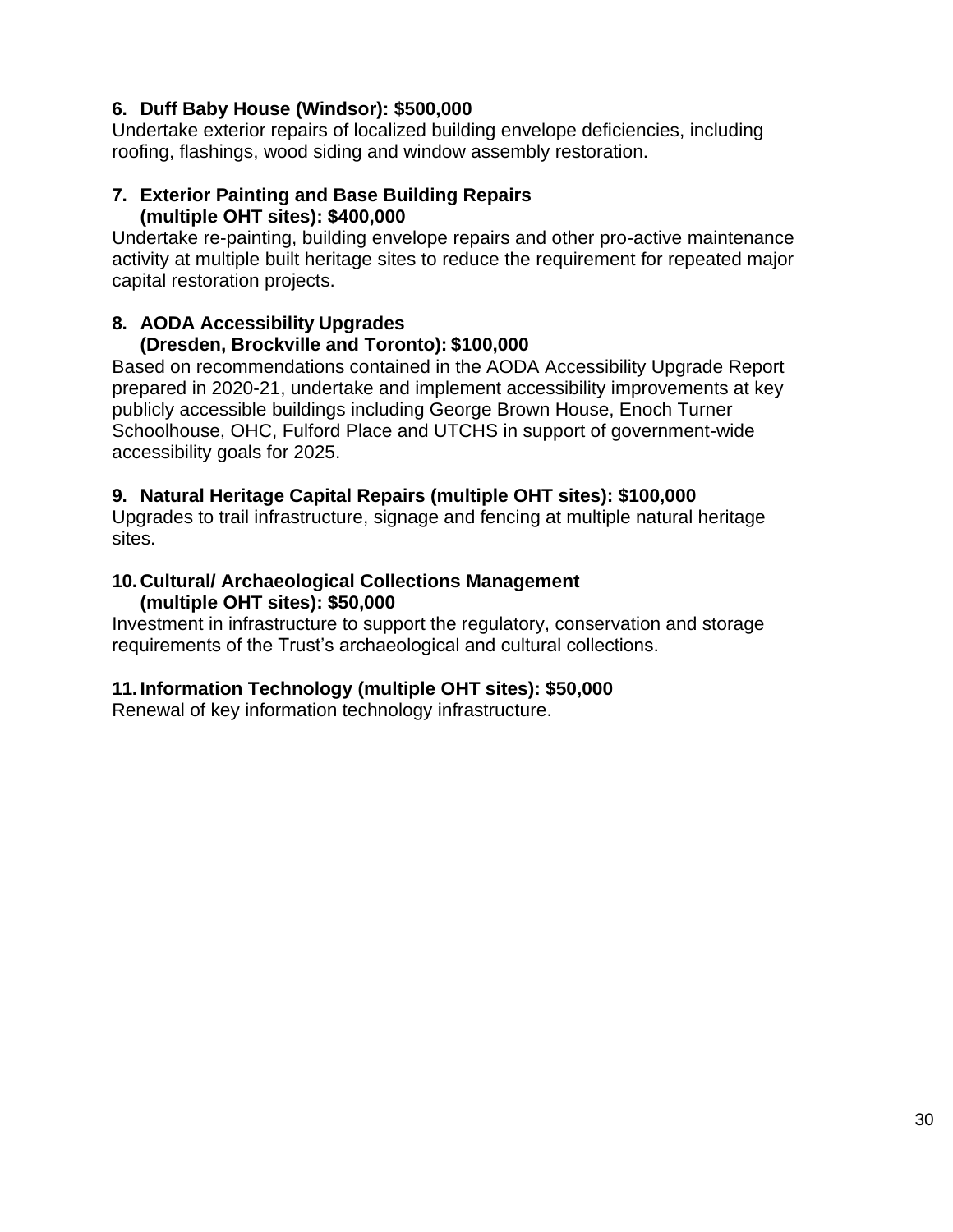**6. Duff Baby House (Windsor): $500,000**

Undertake exterior repairs of localized building envelope deficiencies, including roofing, flashings, wood siding and window assembly restoration.

**7. Exterior Painting and Base Building Repairs (multiple OHT sites): $400,000**

Undertake re-painting, building envelope repairs and other pro-active maintenance activity at multiple built heritage sites to reduce the requirement for repeated major capital restoration projects.

**8. AODA Accessibility Upgrades (Dresden, Brockville and Toronto): $100,000**

Based on recommendations contained in the AODA Accessibility Upgrade Report prepared in 2020-21, undertake and implement accessibility improvements at key publicly accessible buildings including George Brown House, Enoch Turner Schoolhouse, OHC, Fulford Place and UTCHS in support of government-wide accessibility goals for 2025.

**9. Natural Heritage Capital Repairs (multiple OHT sites): $100,000**

Upgrades to trail infrastructure, signage and fencing at multiple natural heritage sites.

**10. Cultural/ Archaeological Collections Management (multiple OHT sites): $50,000**

Investment in infrastructure to support the regulatory, conservation and storage requirements of the Trust's archaeological and cultural collections.

**11. Information Technology (multiple OHT sites): $50,000**

Renewal of key information technology infrastructure.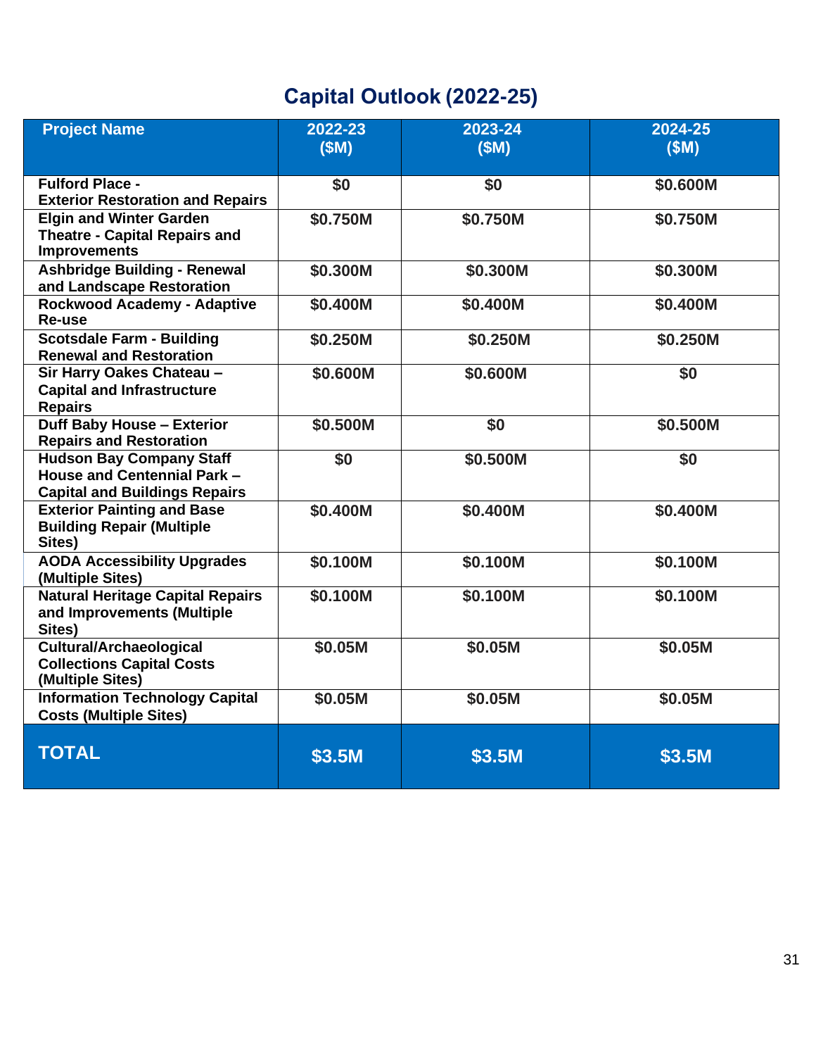## Capital Outlook (2022-25)

| Project Name | 2022-23 ($M) | 2023-24 ($M) | 2024-25 ($M) |
|---|---|---|---|
| **Fulford Place - Exterior Restoration and Repairs** | **$0** | **$0** | **$0.600M** |
| **Elgin and Winter Garden Theatre - Capital Repairs and Improvements** | **$0.750M** | **$0.750M** | **$0.750M** |
| **Ashbridge Building - Renewal and Landscape Restoration** | **$0.300M** | **$0.300M** | **$0.300M** |
| **Rockwood Academy - Adaptive Re-use** | **$0.400M** | **$0.400M** | **$0.400M** |
| **Scotsdale Farm - Building Renewal and Restoration** | **$0.250M** | **$0.250M** | **$0.250M** |
| **Sir Harry Oakes Chateau – Capital and Infrastructure Repairs** | **$0.600M** | **$0.600M** | **$0** |
| **Duff Baby House – Exterior Repairs and Restoration** | **$0.500M** | **$0** | **$0.500M** |
| **Hudson Bay Company Staff House and Centennial Park – Capital and Buildings Repairs** | **$0** | **$0.500M** | **$0** |
| **Exterior Painting and Base Building Repair (Multiple Sites)** | **$0.400M** | **$0.400M** | **$0.400M** |
| **AODA Accessibility Upgrades (Multiple Sites)** | **$0.100M** | **$0.100M** | **$0.100M** |
| **Natural Heritage Capital Repairs and Improvements (Multiple Sites)** | **$0.100M** | **$0.100M** | **$0.100M** |
| **Cultural/Archaeological Collections Capital Costs (Multiple Sites)** | **$0.05M** | **$0.05M** | **$0.05M** |
| **Information Technology Capital Costs (Multiple Sites)** | **$0.05M** | **$0.05M** | **$0.05M** |
| **TOTAL** | **$3.5M** | **$3.5M** | **$3.5M** |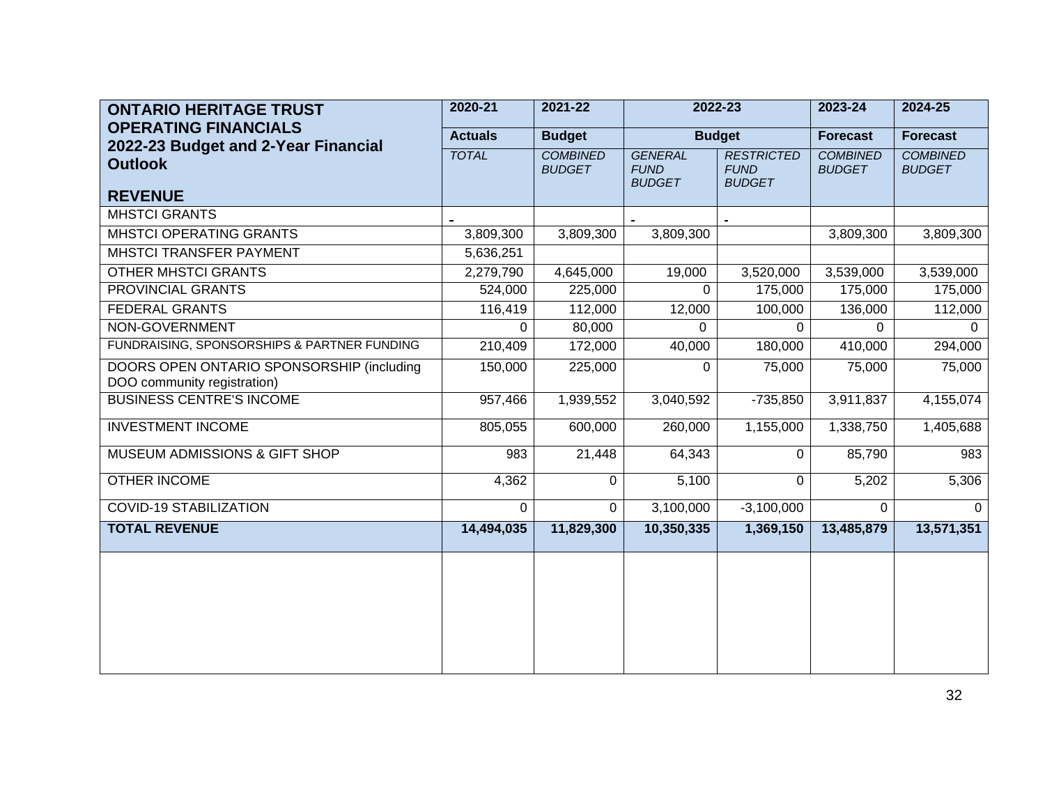| ONTARIO HERITAGE TRUST OPERATING FINANCIALS 2022-23 Budget and 2-Year Financial Outlook | 2020-21 | 2021-22 | 2022-23 | | 2023-24 | 2024-25 |
|---|---|---|---|---|---|---|
| | **Actuals** | **Budget** | **Budget** | | **Forecast** | **Forecast** |
| **REVENUE** | *TOTAL* | *COMBINED BUDGET* | *GENERAL FUND BUDGET* | *RESTRICTED FUND BUDGET* | *COMBINED BUDGET* | *COMBINED BUDGET* |
| MHSTCI GRANTS | - | | - | - | | |
| MHSTCI OPERATING GRANTS | 3,809,300 | 3,809,300 | 3,809,300 | | 3,809,300 | 3,809,300 |
| MHSTCI TRANSFER PAYMENT | 5,636,251 | | | | | |
| OTHER MHSTCI GRANTS | 2,279,790 | 4,645,000 | 19,000 | 3,520,000 | 3,539,000 | 3,539,000 |
| PROVINCIAL GRANTS | 524,000 | 225,000 | 0 | 175,000 | 175,000 | 175,000 |
| FEDERAL GRANTS | 116,419 | 112,000 | 12,000 | 100,000 | 136,000 | 112,000 |
| NON-GOVERNMENT | 0 | 80,000 | 0 | 0 | 0 | 0 |
| FUNDRAISING, SPONSORSHIPS & PARTNER FUNDING | 210,409 | 172,000 | 40,000 | 180,000 | 410,000 | 294,000 |
| DOORS OPEN ONTARIO SPONSORSHIP (including DOO community registration) | 150,000 | 225,000 | 0 | 75,000 | 75,000 | 75,000 |
| BUSINESS CENTRE'S INCOME | 957,466 | 1,939,552 | 3,040,592 | -735,850 | 3,911,837 | 4,155,074 |
| INVESTMENT INCOME | 805,055 | 600,000 | 260,000 | 1,155,000 | 1,338,750 | 1,405,688 |
| MUSEUM ADMISSIONS & GIFT SHOP | 983 | 21,448 | 64,343 | 0 | 85,790 | 983 |
| OTHER INCOME | 4,362 | 0 | 5,100 | 0 | 5,202 | 5,306 |
| COVID-19 STABILIZATION | 0 | 0 | 3,100,000 | -3,100,000 | 0 | 0 |
| **TOTAL REVENUE** | **14,494,035** | **11,829,300** | **10,350,335** | **1,369,150** | **13,485,879** | **13,571,351** |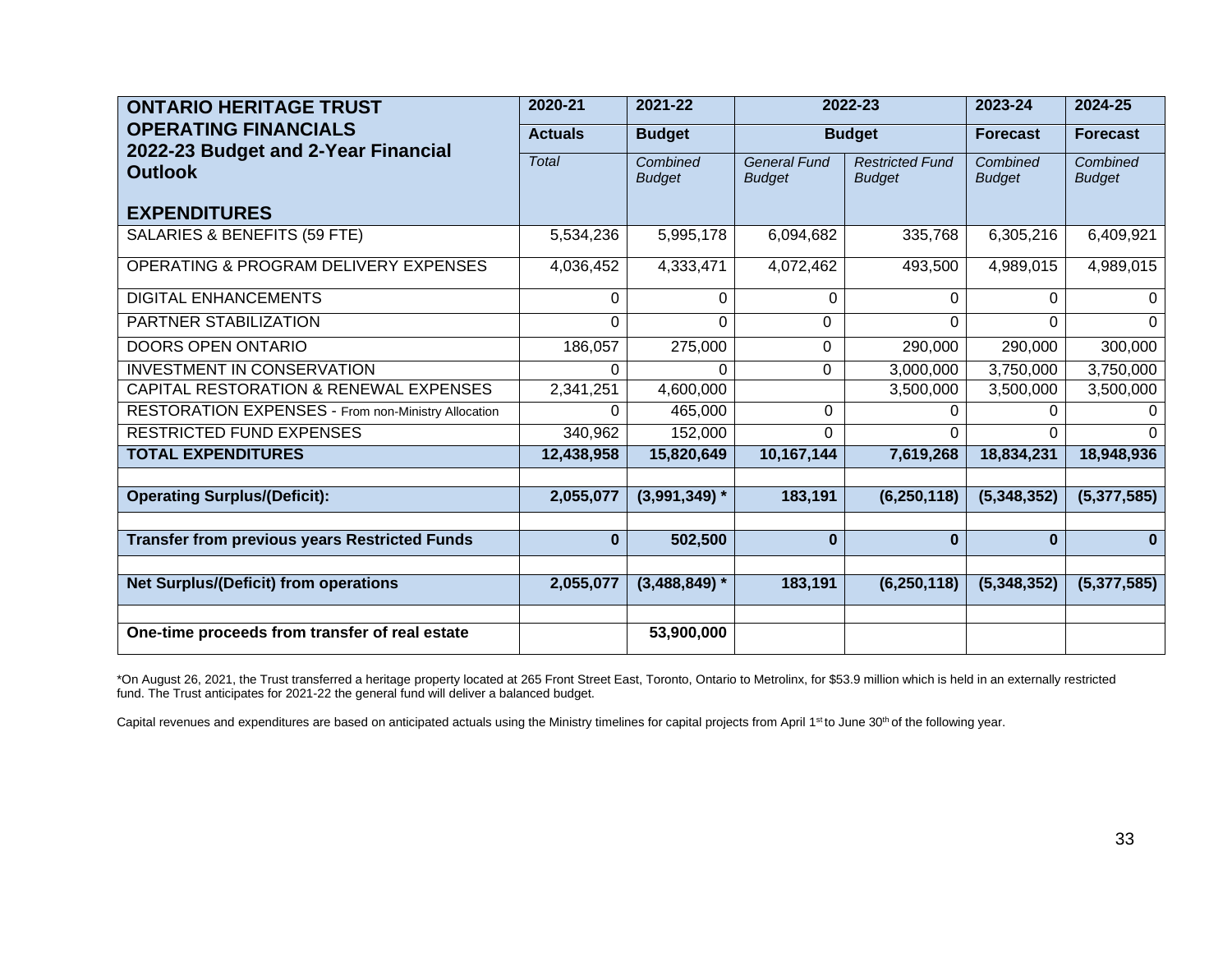| **ONTARIO HERITAGE TRUST OPERATING FINANCIALS 2022-23 Budget and 2-Year Financial Outlook** | **2020-21** | **2021-22** | **2022-23** | | **2023-24** | **2024-25** |
|---|---|---|---|---|---|---|
| | **Actuals** | **Budget** | **Budget** | | **Forecast** | **Forecast** |
| **EXPENDITURES** | *Total* | *Combined Budget* | *General Fund Budget* | *Restricted Fund Budget* | *Combined Budget* | *Combined Budget* |
| SALARIES & BENEFITS (59 FTE) | 5,534,236 | 5,995,178 | 6,094,682 | 335,768 | 6,305,216 | 6,409,921 |
| OPERATING & PROGRAM DELIVERY EXPENSES | 4,036,452 | 4,333,471 | 4,072,462 | 493,500 | 4,989,015 | 4,989,015 |
| DIGITAL ENHANCEMENTS | 0 | 0 | 0 | 0 | 0 | 0 |
| PARTNER STABILIZATION | 0 | 0 | 0 | 0 | 0 | 0 |
| DOORS OPEN ONTARIO | 186,057 | 275,000 | 0 | 290,000 | 290,000 | 300,000 |
| INVESTMENT IN CONSERVATION | 0 | 0 | 0 | 3,000,000 | 3,750,000 | 3,750,000 |
| CAPITAL RESTORATION & RENEWAL EXPENSES | 2,341,251 | 4,600,000 | | 3,500,000 | 3,500,000 | 3,500,000 |
| RESTORATION EXPENSES - From non-Ministry Allocation | 0 | 465,000 | 0 | 0 | 0 | 0 |
| RESTRICTED FUND EXPENSES | 340,962 | 152,000 | 0 | 0 | 0 | 0 |
| **TOTAL EXPENDITURES** | **12,438,958** | **15,820,649** | **10,167,144** | **7,619,268** | **18,834,231** | **18,948,936** |
| | | | | | | |
| **Operating Surplus/(Deficit):** | **2,055,077** | **(3,991,349) *** | **183,191** | **(6,250,118)** | **(5,348,352)** | **(5,377,585)** |
| | | | | | | |
| **Transfer from previous years Restricted Funds** | **0** | **502,500** | **0** | **0** | **0** | **0** |
| | | | | | | |
| **Net Surplus/(Deficit) from operations** | **2,055,077** | **(3,488,849) *** | **183,191** | **(6,250,118)** | **(5,348,352)** | **(5,377,585)** |
| | | | | | | |
| **One-time proceeds from transfer of real estate** | | **53,900,000** | | | | |

*On August 26, 2021, the Trust transferred a heritage property located at 265 Front Street East, Toronto, Ontario to Metrolinx, for $53.9 million which is held in an externally restricted fund. The Trust anticipates for 2021-22 the general fund will deliver a balanced budget.

Capital revenues and expenditures are based on anticipated actuals using the Ministry timelines for capital projects from April 1st to June 30th of the following year.